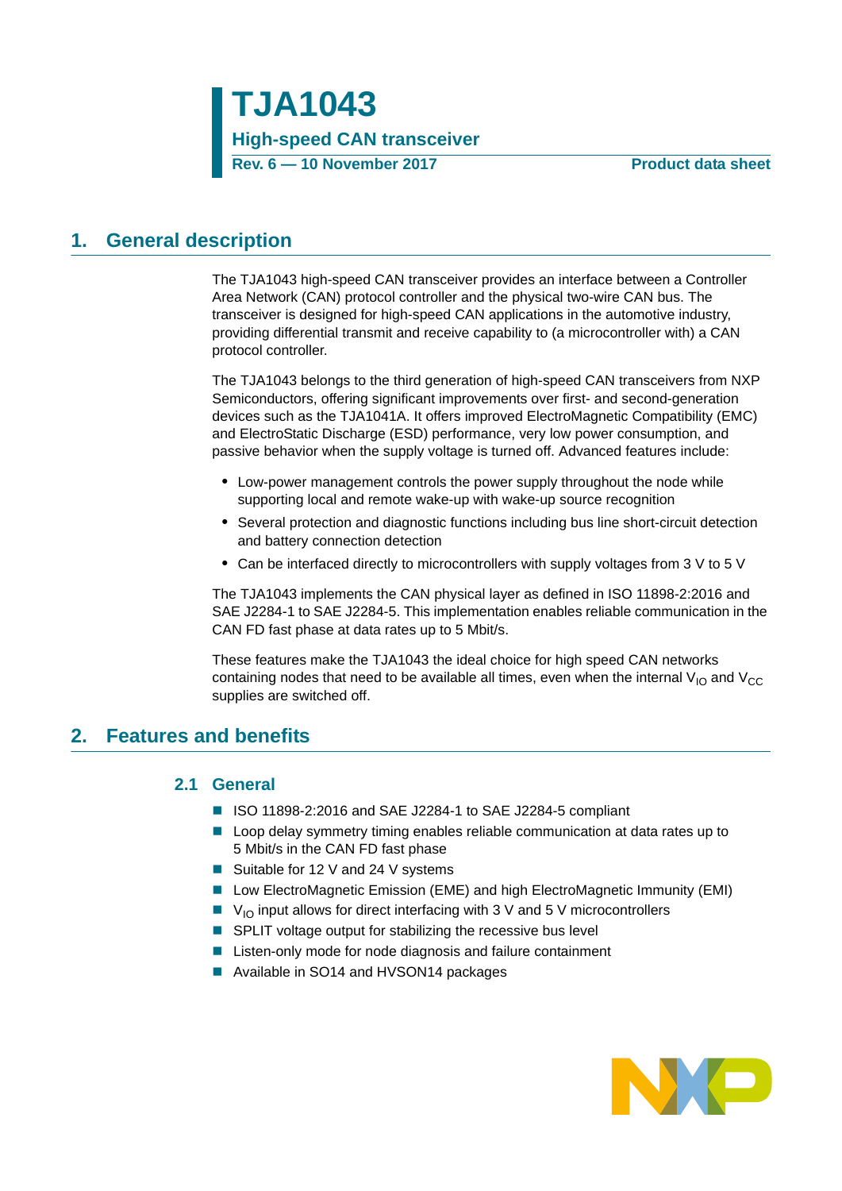# TJA1043

## High-speed CAN transceiver

**Rev. 6 — 10 November 2017** **Product data sheet**

## 1. General description

The TJA1043 high-speed CAN transceiver provides an interface between a Controller Area Network (CAN) protocol controller and the physical two-wire CAN bus. The transceiver is designed for high-speed CAN applications in the automotive industry, providing differential transmit and receive capability to (a microcontroller with) a CAN protocol controller.

The TJA1043 belongs to the third generation of high-speed CAN transceivers from NXP Semiconductors, offering significant improvements over first- and second-generation devices such as the TJA1041A. It offers improved ElectroMagnetic Compatibility (EMC) and ElectroStatic Discharge (ESD) performance, very low power consumption, and passive behavior when the supply voltage is turned off. Advanced features include:

- Low-power management controls the power supply throughout the node while supporting local and remote wake-up with wake-up source recognition
- Several protection and diagnostic functions including bus line short-circuit detection and battery connection detection
- Can be interfaced directly to microcontrollers with supply voltages from 3 V to 5 V

The TJA1043 implements the CAN physical layer as defined in ISO 11898-2:2016 and SAE J2284-1 to SAE J2284-5. This implementation enables reliable communication in the CAN FD fast phase at data rates up to 5 Mbit/s.

These features make the TJA1043 the ideal choice for high speed CAN networks containing nodes that need to be available all times, even when the internal $V_{IO}$ and $V_{CC}$ supplies are switched off.

## 2. Features and benefits

### 2.1 General

- ISO 11898-2:2016 and SAE J2284-1 to SAE J2284-5 compliant
- Loop delay symmetry timing enables reliable communication at data rates up to 5 Mbit/s in the CAN FD fast phase
- Suitable for 12 V and 24 V systems
- Low ElectroMagnetic Emission (EME) and high ElectroMagnetic Immunity (EMI)
- $V_{IO}$ input allows for direct interfacing with 3 V and 5 V microcontrollers
- SPLIT voltage output for stabilizing the recessive bus level
- Listen-only mode for node diagnosis and failure containment
- Available in SO14 and HVSON14 packages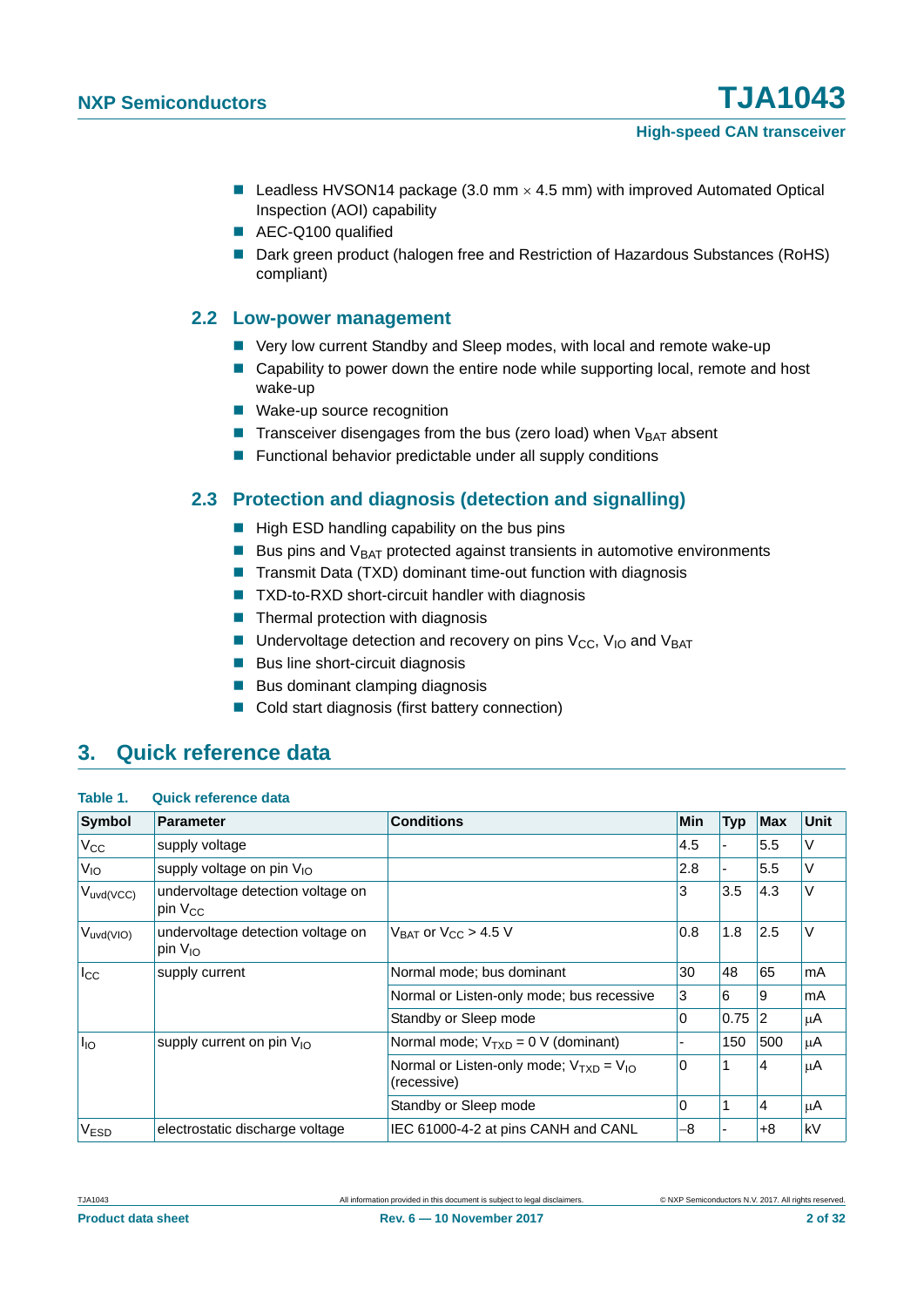- Leadless HVSON14 package (3.0 mm × 4.5 mm) with improved Automated Optical Inspection (AOI) capability
- AEC-Q100 qualified
- Dark green product (halogen free and Restriction of Hazardous Substances (RoHS) compliant)

### 2.2 Low-power management

- Very low current Standby and Sleep modes, with local and remote wake-up
- Capability to power down the entire node while supporting local, remote and host wake-up
- Wake-up source recognition
- Transceiver disengages from the bus (zero load) when $V_{BAT}$ absent
- Functional behavior predictable under all supply conditions

### 2.3 Protection and diagnosis (detection and signalling)

- High ESD handling capability on the bus pins
- Bus pins and $V_{BAT}$ protected against transients in automotive environments
- Transmit Data (TXD) dominant time-out function with diagnosis
- TXD-to-RXD short-circuit handler with diagnosis
- Thermal protection with diagnosis
- Undervoltage detection and recovery on pins $V_{CC}$, $V_{IO}$ and $V_{BAT}$
- Bus line short-circuit diagnosis
- Bus dominant clamping diagnosis
- Cold start diagnosis (first battery connection)

## 3. Quick reference data

**Table 1. Quick reference data**

| Symbol | Parameter | Conditions | Min | Typ | Max | Unit |
|---|---|---|---|---|---|---|
| $V_{CC}$ | supply voltage | | 4.5 | - | 5.5 | V |
| $V_{IO}$ | supply voltage on pin $V_{IO}$ | | 2.8 | - | 5.5 | V |
| $V_{uvd(VCC)}$ | undervoltage detection voltage on pin $V_{CC}$ | | 3 | 3.5 | 4.3 | V |
| $V_{uvd(VIO)}$ | undervoltage detection voltage on pin $V_{IO}$ | $V_{BAT}$ or $V_{CC}$ > 4.5 V | 0.8 | 1.8 | 2.5 | V |
| $I_{CC}$ | supply current | Normal mode; bus dominant | 30 | 48 | 65 | mA |
| | | Normal or Listen-only mode; bus recessive | 3 | 6 | 9 | mA |
| | | Standby or Sleep mode | 0 | 0.75 | 2 | μA |
| $I_{IO}$ | supply current on pin $V_{IO}$ | Normal mode; $V_{TXD}$ = 0 V (dominant) | - | 150 | 500 | μA |
| | | Normal or Listen-only mode; $V_{TXD}$ = $V_{IO}$ (recessive) | 0 | 1 | 4 | μA |
| | | Standby or Sleep mode | 0 | 1 | 4 | μA |
| $V_{ESD}$ | electrostatic discharge voltage | IEC 61000-4-2 at pins CANH and CANL | −8 | - | +8 | kV |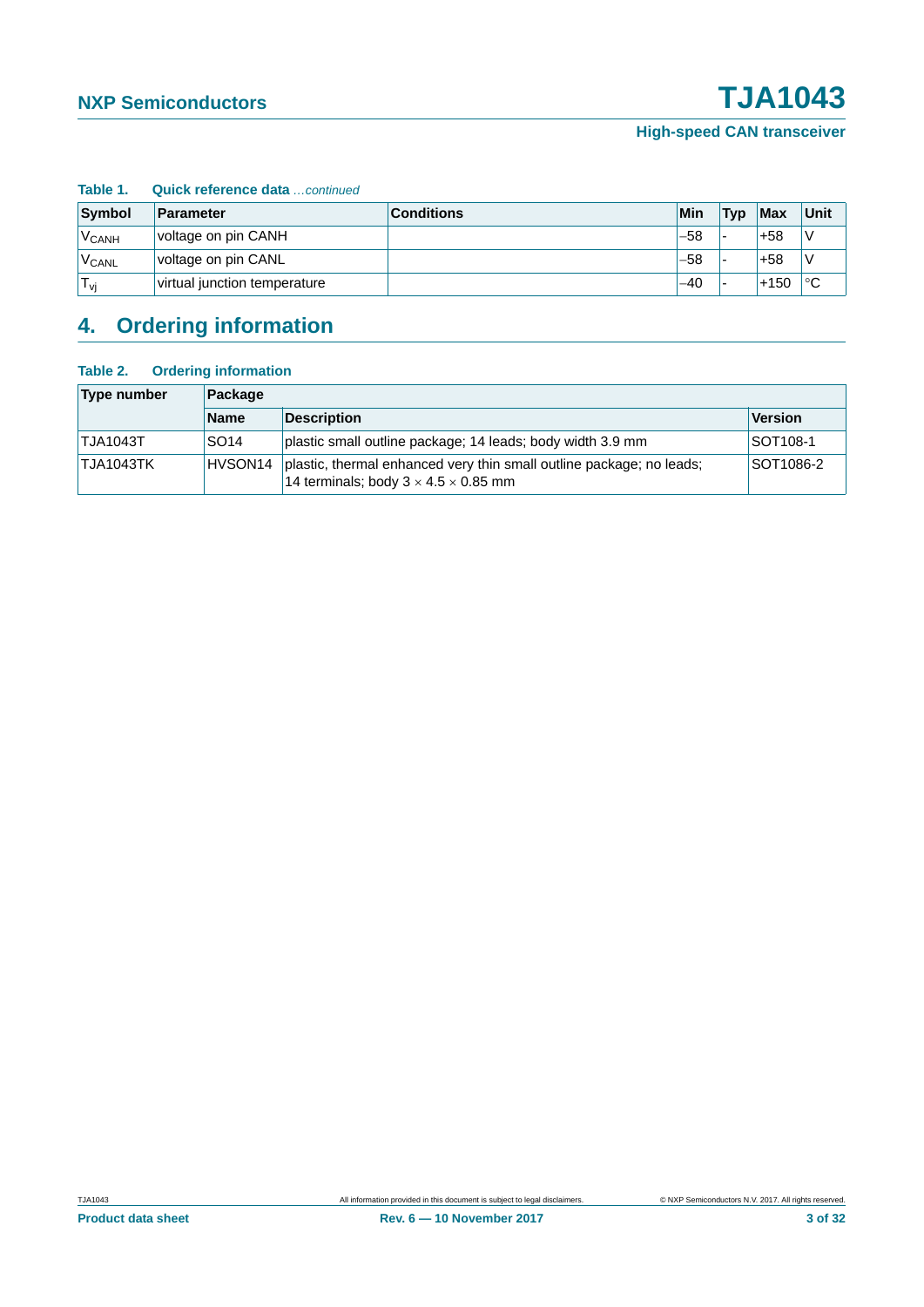**Table 1. Quick reference data** *...continued*

| Symbol | Parameter | Conditions | Min | Typ | Max | Unit |
|---|---|---|---|---|---|---|
| $V_{CANH}$ | voltage on pin CANH | | −58 | - | +58 | V |
| $V_{CANL}$ | voltage on pin CANL | | −58 | - | +58 | V |
| $T_{vj}$ | virtual junction temperature | | −40 | - | +150 | °C |

## 4. Ordering information

**Table 2. Ordering information**

| Type number | Package | | |
|---|---|---|---|
| | Name | Description | Version |
| TJA1043T | SO14 | plastic small outline package; 14 leads; body width 3.9 mm | SOT108-1 |
| TJA1043TK | HVSON14 | plastic, thermal enhanced very thin small outline package; no leads; 14 terminals; body 3 × 4.5 × 0.85 mm | SOT1086-2 |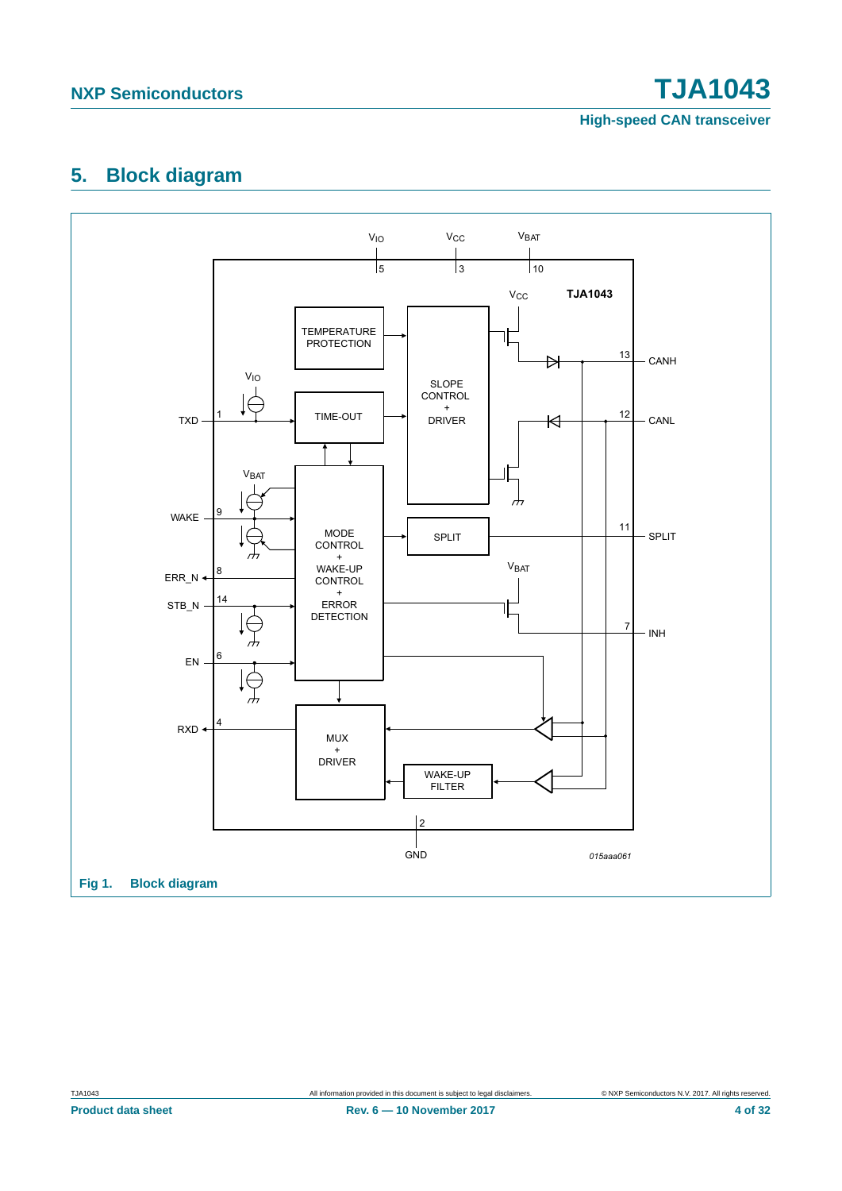## 5. Block diagram

Fig 1. Block diagram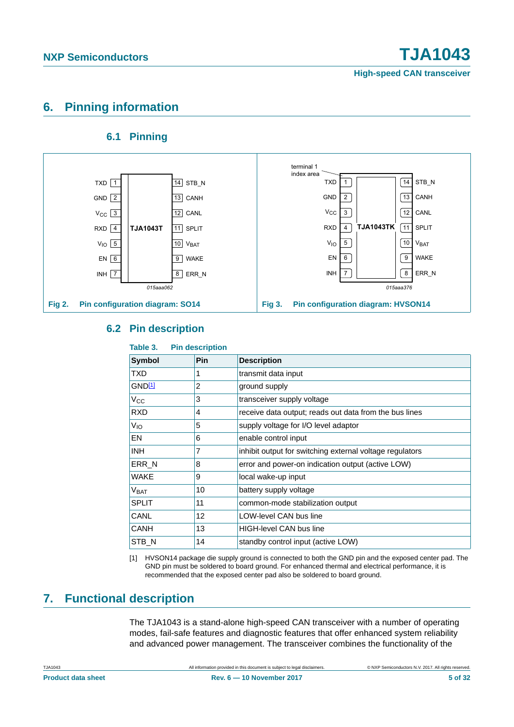## 6. Pinning information

### 6.1 Pinning

Fig 2. Pin configuration diagram: SO14

Fig 3. Pin configuration diagram: HVSON14

### 6.2 Pin description

**Table 3. Pin description**

| Symbol | Pin | Description |
|---|---|---|
| TXD | 1 | transmit data input |
| GND[1] | 2 | ground supply |
| $V_{CC}$ | 3 | transceiver supply voltage |
| RXD | 4 | receive data output; reads out data from the bus lines |
| $V_{IO}$ | 5 | supply voltage for I/O level adaptor |
| EN | 6 | enable control input |
| INH | 7 | inhibit output for switching external voltage regulators |
| ERR_N | 8 | error and power-on indication output (active LOW) |
| WAKE | 9 | local wake-up input |
| $V_{BAT}$ | 10 | battery supply voltage |
| SPLIT | 11 | common-mode stabilization output |
| CANL | 12 | LOW-level CAN bus line |
| CANH | 13 | HIGH-level CAN bus line |
| STB_N | 14 | standby control input (active LOW) |

[1] HVSON14 package die supply ground is connected to both the GND pin and the exposed center pad. The GND pin must be soldered to board ground. For enhanced thermal and electrical performance, it is recommended that the exposed center pad also be soldered to board ground.

## 7. Functional description

The TJA1043 is a stand-alone high-speed CAN transceiver with a number of operating modes, fail-safe features and diagnostic features that offer enhanced system reliability and advanced power management. The transceiver combines the functionality of the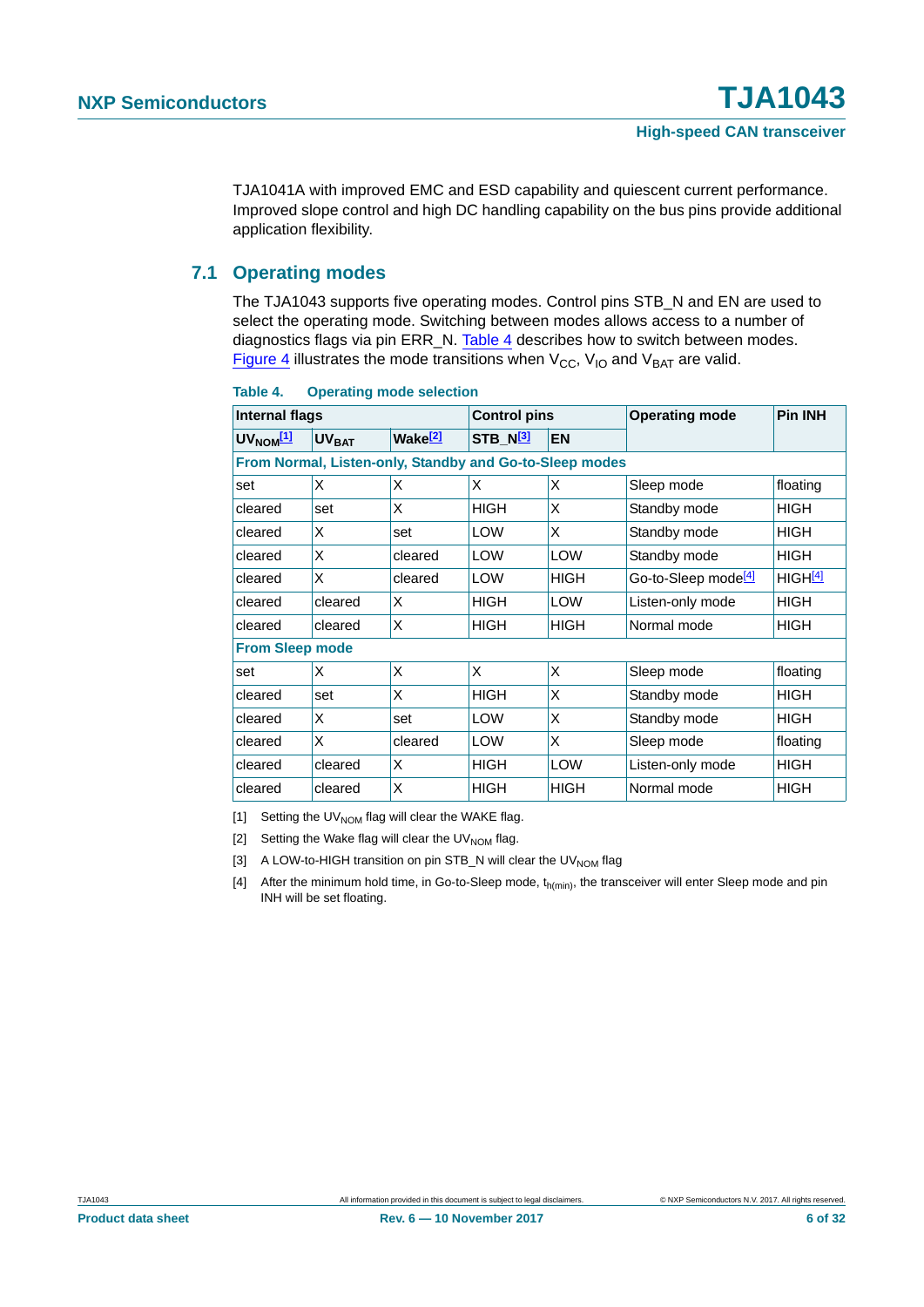TJA1041A with improved EMC and ESD capability and quiescent current performance. Improved slope control and high DC handling capability on the bus pins provide additional application flexibility.

## 7.1 Operating modes

The TJA1043 supports five operating modes. Control pins STB_N and EN are used to select the operating mode. Switching between modes allows access to a number of diagnostics flags via pin ERR_N. Table 4 describes how to switch between modes. Figure 4 illustrates the mode transitions when $V_{CC}$, $V_{IO}$ and $V_{BAT}$ are valid.

**Table 4. Operating mode selection**

| Internal flags | | | Control pins | | Operating mode | Pin INH |
|---|---|---|---|---|---|---|
| $UV_{NOM}$[1] | $UV_{BAT}$ | Wake[2] | STB_N[3] | EN | | |
| **From Normal, Listen-only, Standby and Go-to-Sleep modes** | | | | | | |
| set | X | X | X | X | Sleep mode | floating |
| cleared | set | X | HIGH | X | Standby mode | HIGH |
| cleared | X | set | LOW | X | Standby mode | HIGH |
| cleared | X | cleared | LOW | LOW | Standby mode | HIGH |
| cleared | X | cleared | LOW | HIGH | Go-to-Sleep mode[4] | HIGH[4] |
| cleared | cleared | X | HIGH | LOW | Listen-only mode | HIGH |
| cleared | cleared | X | HIGH | HIGH | Normal mode | HIGH |
| **From Sleep mode** | | | | | | |
| set | X | X | X | X | Sleep mode | floating |
| cleared | set | X | HIGH | X | Standby mode | HIGH |
| cleared | X | set | LOW | X | Standby mode | HIGH |
| cleared | X | cleared | LOW | X | Sleep mode | floating |
| cleared | cleared | X | HIGH | LOW | Listen-only mode | HIGH |
| cleared | cleared | X | HIGH | HIGH | Normal mode | HIGH |

[1] Setting the $UV_{NOM}$ flag will clear the WAKE flag.

[2] Setting the Wake flag will clear the $UV_{NOM}$ flag.

[3] A LOW-to-HIGH transition on pin STB_N will clear the $UV_{NOM}$ flag

[4] After the minimum hold time, in Go-to-Sleep mode, $t_{h(min)}$, the transceiver will enter Sleep mode and pin INH will be set floating.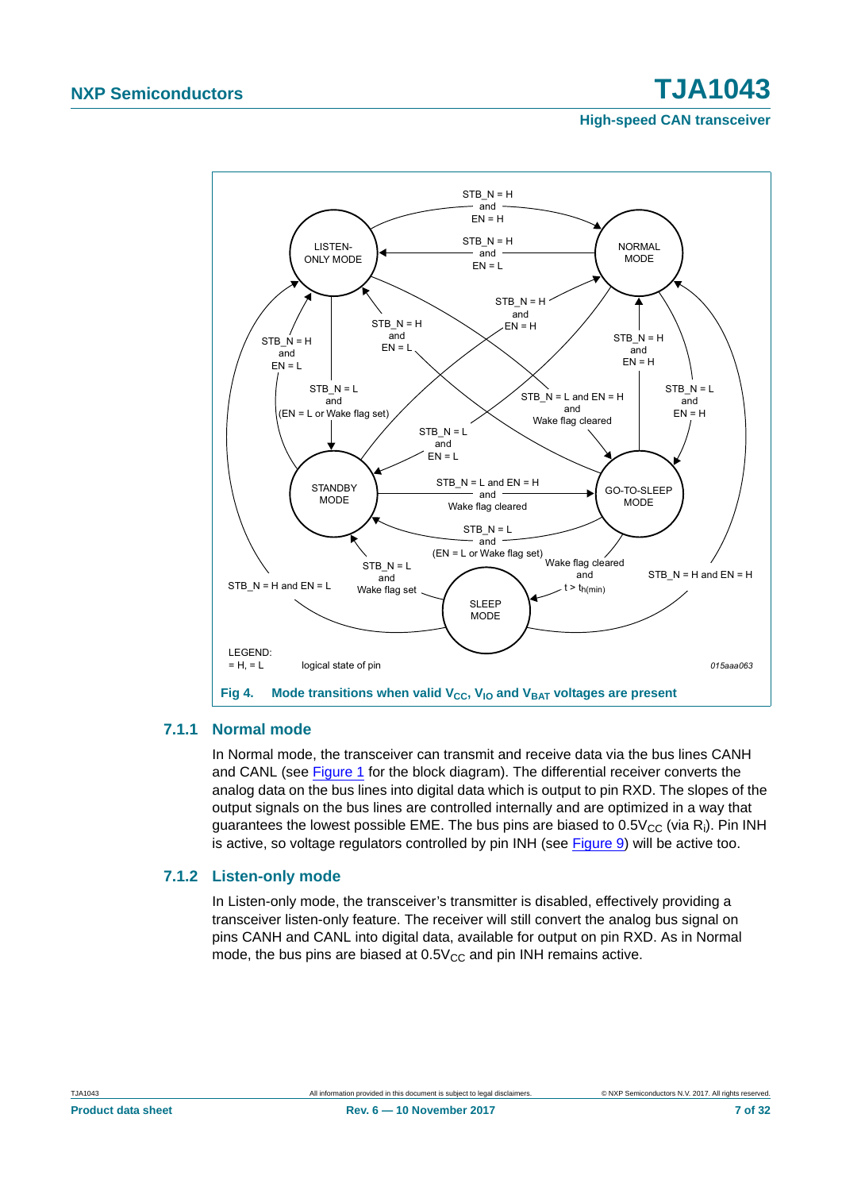Fig 4. Mode transitions when valid $V_{CC}$, $V_{IO}$ and $V_{BAT}$ voltages are present

### 7.1.1 Normal mode

In Normal mode, the transceiver can transmit and receive data via the bus lines CANH and CANL (see Figure 1 for the block diagram). The differential receiver converts the analog data on the bus lines into digital data which is output to pin RXD. The slopes of the output signals on the bus lines are controlled internally and are optimized in a way that guarantees the lowest possible EME. The bus pins are biased to $0.5V_{CC}$ (via $R_i$). Pin INH is active, so voltage regulators controlled by pin INH (see Figure 9) will be active too.

### 7.1.2 Listen-only mode

In Listen-only mode, the transceiver's transmitter is disabled, effectively providing a transceiver listen-only feature. The receiver will still convert the analog bus signal on pins CANH and CANL into digital data, available for output on pin RXD. As in Normal mode, the bus pins are biased at $0.5V_{CC}$ and pin INH remains active.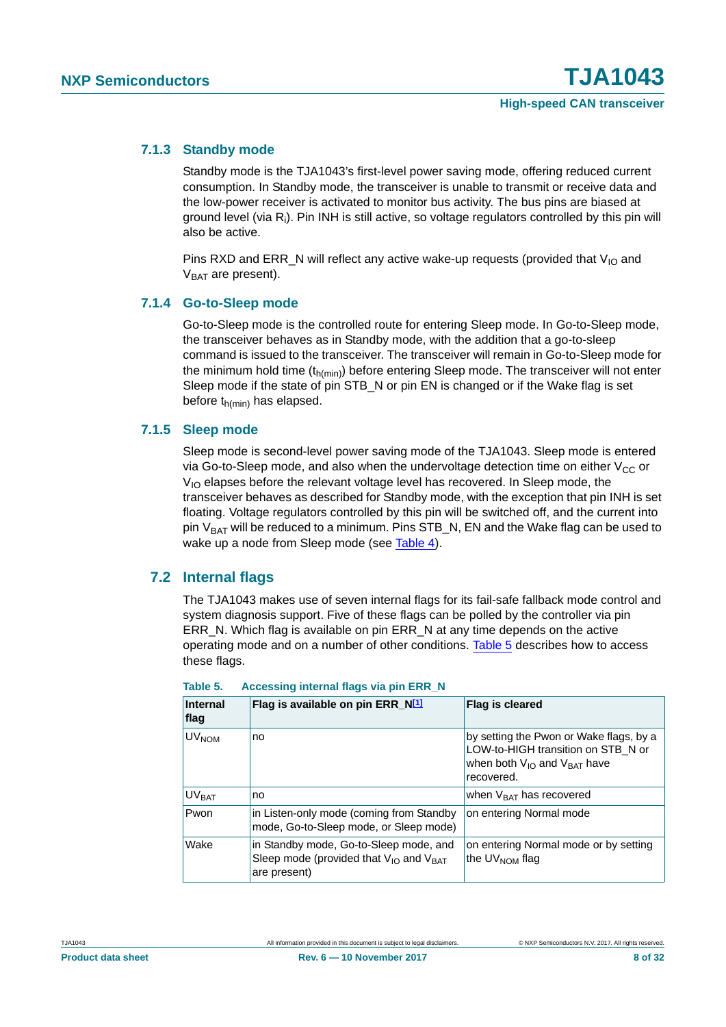### 7.1.3 Standby mode

Standby mode is the TJA1043's first-level power saving mode, offering reduced current consumption. In Standby mode, the transceiver is unable to transmit or receive data and the low-power receiver is activated to monitor bus activity. The bus pins are biased at ground level (via $R_i$). Pin INH is still active, so voltage regulators controlled by this pin will also be active.

Pins RXD and ERR_N will reflect any active wake-up requests (provided that $V_{IO}$ and $V_{BAT}$ are present).

### 7.1.4 Go-to-Sleep mode

Go-to-Sleep mode is the controlled route for entering Sleep mode. In Go-to-Sleep mode, the transceiver behaves as in Standby mode, with the addition that a go-to-sleep command is issued to the transceiver. The transceiver will remain in Go-to-Sleep mode for the minimum hold time ($t_{h(min)}$) before entering Sleep mode. The transceiver will not enter Sleep mode if the state of pin STB_N or pin EN is changed or if the Wake flag is set before $t_{h(min)}$ has elapsed.

### 7.1.5 Sleep mode

Sleep mode is second-level power saving mode of the TJA1043. Sleep mode is entered via Go-to-Sleep mode, and also when the undervoltage detection time on either $V_{CC}$ or $V_{IO}$ elapses before the relevant voltage level has recovered. In Sleep mode, the transceiver behaves as described for Standby mode, with the exception that pin INH is set floating. Voltage regulators controlled by this pin will be switched off, and the current into pin $V_{BAT}$ will be reduced to a minimum. Pins STB_N, EN and the Wake flag can be used to wake up a node from Sleep mode (see Table 4).

## 7.2 Internal flags

The TJA1043 makes use of seven internal flags for its fail-safe fallback mode control and system diagnosis support. Five of these flags can be polled by the controller via pin ERR_N. Which flag is available on pin ERR_N at any time depends on the active operating mode and on a number of other conditions. Table 5 describes how to access these flags.

**Table 5. Accessing internal flags via pin ERR_N**

| Internal flag | Flag is available on pin ERR_N[1] | Flag is cleared |
|---|---|---|
| $UV_{NOM}$ | no | by setting the Pwon or Wake flags, by a LOW-to-HIGH transition on STB_N or when both $V_{IO}$ and $V_{BAT}$ have recovered. |
| $UV_{BAT}$ | no | when $V_{BAT}$ has recovered |
| Pwon | in Listen-only mode (coming from Standby mode, Go-to-Sleep mode, or Sleep mode) | on entering Normal mode |
| Wake | in Standby mode, Go-to-Sleep mode, and Sleep mode (provided that $V_{IO}$ and $V_{BAT}$ are present) | on entering Normal mode or by setting the $UV_{NOM}$ flag |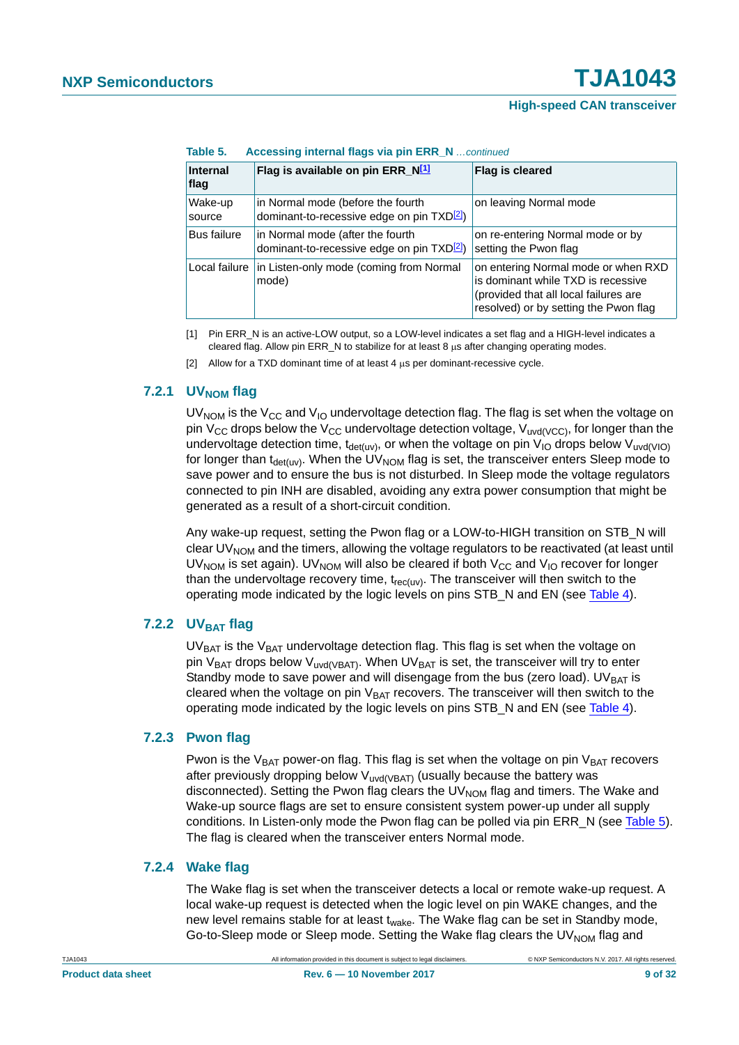**Table 5. Accessing internal flags via pin ERR_N** *…continued*

| Internal flag | Flag is available on pin ERR_N[1] | Flag is cleared |
|---|---|---|
| Wake-up source | in Normal mode (before the fourth dominant-to-recessive edge on pin TXD[2]) | on leaving Normal mode |
| Bus failure | in Normal mode (after the fourth dominant-to-recessive edge on pin TXD[2]) | on re-entering Normal mode or by setting the Pwon flag |
| Local failure | in Listen-only mode (coming from Normal mode) | on entering Normal mode or when RXD is dominant while TXD is recessive (provided that all local failures are resolved) or by setting the Pwon flag |

[1] Pin ERR_N is an active-LOW output, so a LOW-level indicates a set flag and a HIGH-level indicates a cleared flag. Allow pin ERR_N to stabilize for at least 8 μs after changing operating modes.

[2] Allow for a TXD dominant time of at least 4 μs per dominant-recessive cycle.

### 7.2.1 $UV_{NOM}$ flag

$UV_{NOM}$ is the $V_{CC}$ and $V_{IO}$ undervoltage detection flag. The flag is set when the voltage on pin $V_{CC}$ drops below the $V_{CC}$ undervoltage detection voltage, $V_{uvd(VCC)}$, for longer than the undervoltage detection time, $t_{det(uv)}$, or when the voltage on pin $V_{IO}$ drops below $V_{uvd(VIO)}$ for longer than $t_{det(uv)}$. When the $UV_{NOM}$ flag is set, the transceiver enters Sleep mode to save power and to ensure the bus is not disturbed. In Sleep mode the voltage regulators connected to pin INH are disabled, avoiding any extra power consumption that might be generated as a result of a short-circuit condition.

Any wake-up request, setting the Pwon flag or a LOW-to-HIGH transition on STB_N will clear $UV_{NOM}$ and the timers, allowing the voltage regulators to be reactivated (at least until $UV_{NOM}$ is set again). $UV_{NOM}$ will also be cleared if both $V_{CC}$ and $V_{IO}$ recover for longer than the undervoltage recovery time, $t_{rec(uv)}$. The transceiver will then switch to the operating mode indicated by the logic levels on pins STB_N and EN (see Table 4).

### 7.2.2 $UV_{BAT}$ flag

$UV_{BAT}$ is the $V_{BAT}$ undervoltage detection flag. This flag is set when the voltage on pin $V_{BAT}$ drops below $V_{uvd(VBAT)}$. When $UV_{BAT}$ is set, the transceiver will try to enter Standby mode to save power and will disengage from the bus (zero load). $UV_{BAT}$ is cleared when the voltage on pin $V_{BAT}$ recovers. The transceiver will then switch to the operating mode indicated by the logic levels on pins STB_N and EN (see Table 4).

### 7.2.3 Pwon flag

Pwon is the $V_{BAT}$ power-on flag. This flag is set when the voltage on pin $V_{BAT}$ recovers after previously dropping below $V_{uvd(VBAT)}$ (usually because the battery was disconnected). Setting the Pwon flag clears the $UV_{NOM}$ flag and timers. The Wake and Wake-up source flags are set to ensure consistent system power-up under all supply conditions. In Listen-only mode the Pwon flag can be polled via pin ERR_N (see Table 5). The flag is cleared when the transceiver enters Normal mode.

### 7.2.4 Wake flag

The Wake flag is set when the transceiver detects a local or remote wake-up request. A local wake-up request is detected when the logic level on pin WAKE changes, and the new level remains stable for at least $t_{wake}$. The Wake flag can be set in Standby mode, Go-to-Sleep mode or Sleep mode. Setting the Wake flag clears the $UV_{NOM}$ flag and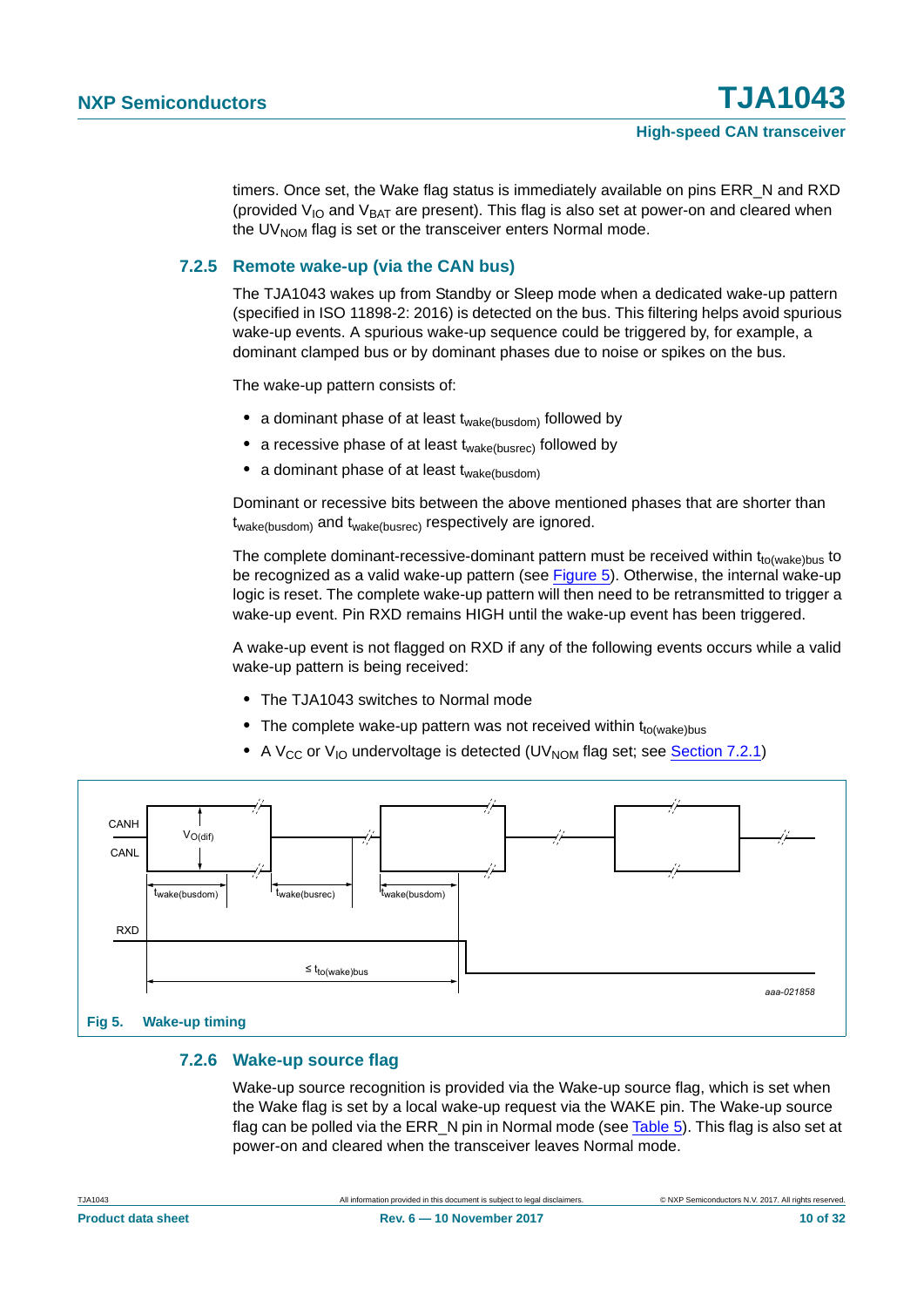timers. Once set, the Wake flag status is immediately available on pins ERR_N and RXD (provided $V_{IO}$ and $V_{BAT}$ are present). This flag is also set at power-on and cleared when the $UV_{NOM}$ flag is set or the transceiver enters Normal mode.

### 7.2.5 Remote wake-up (via the CAN bus)

The TJA1043 wakes up from Standby or Sleep mode when a dedicated wake-up pattern (specified in ISO 11898-2: 2016) is detected on the bus. This filtering helps avoid spurious wake-up events. A spurious wake-up sequence could be triggered by, for example, a dominant clamped bus or by dominant phases due to noise or spikes on the bus.

The wake-up pattern consists of:

- a dominant phase of at least $t_{wake(busdom)}$ followed by
- a recessive phase of at least $t_{wake(busrec)}$ followed by
- a dominant phase of at least $t_{wake(busdom)}$

Dominant or recessive bits between the above mentioned phases that are shorter than $t_{wake(busdom)}$ and $t_{wake(busrec)}$ respectively are ignored.

The complete dominant-recessive-dominant pattern must be received within $t_{to(wake)bus}$ to be recognized as a valid wake-up pattern (see Figure 5). Otherwise, the internal wake-up logic is reset. The complete wake-up pattern will then need to be retransmitted to trigger a wake-up event. Pin RXD remains HIGH until the wake-up event has been triggered.

A wake-up event is not flagged on RXD if any of the following events occurs while a valid wake-up pattern is being received:

- The TJA1043 switches to Normal mode
- The complete wake-up pattern was not received within $t_{to(wake)bus}$
- A $V_{CC}$ or $V_{IO}$ undervoltage is detected ($UV_{NOM}$ flag set; see Section 7.2.1)

CANH
CANL
$V_{O(dif)}$
$t_{wake(busdom)}$ $t_{wake(busrec)}$ $t_{wake(busdom)}$
RXD
$\leq t_{to(wake)bus}$
aaa-021858

**Fig 5. Wake-up timing**

### 7.2.6 Wake-up source flag

Wake-up source recognition is provided via the Wake-up source flag, which is set when the Wake flag is set by a local wake-up request via the WAKE pin. The Wake-up source flag can be polled via the ERR_N pin in Normal mode (see Table 5). This flag is also set at power-on and cleared when the transceiver leaves Normal mode.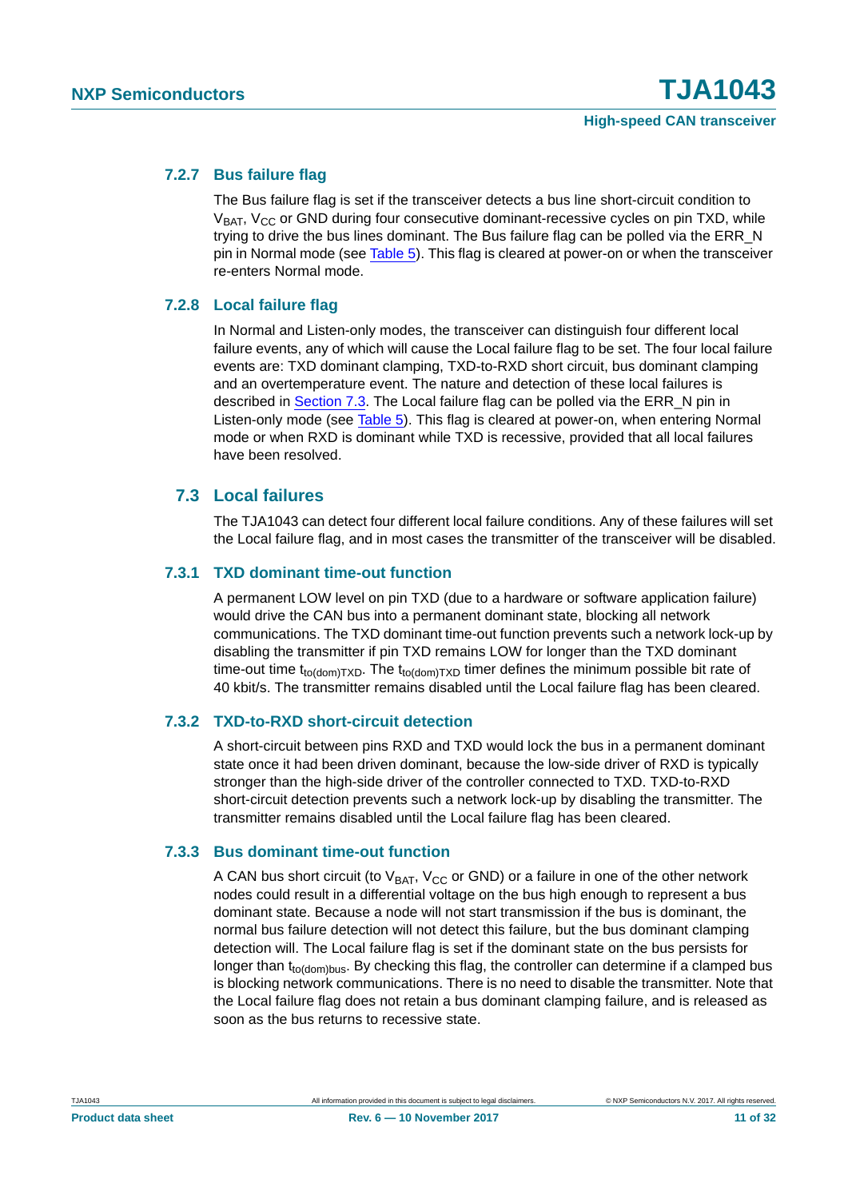### 7.2.7 Bus failure flag

The Bus failure flag is set if the transceiver detects a bus line short-circuit condition to $V_{BAT}$, $V_{CC}$ or GND during four consecutive dominant-recessive cycles on pin TXD, while trying to drive the bus lines dominant. The Bus failure flag can be polled via the ERR_N pin in Normal mode (see Table 5). This flag is cleared at power-on or when the transceiver re-enters Normal mode.

### 7.2.8 Local failure flag

In Normal and Listen-only modes, the transceiver can distinguish four different local failure events, any of which will cause the Local failure flag to be set. The four local failure events are: TXD dominant clamping, TXD-to-RXD short circuit, bus dominant clamping and an overtemperature event. The nature and detection of these local failures is described in Section 7.3. The Local failure flag can be polled via the ERR_N pin in Listen-only mode (see Table 5). This flag is cleared at power-on, when entering Normal mode or when RXD is dominant while TXD is recessive, provided that all local failures have been resolved.

## 7.3 Local failures

The TJA1043 can detect four different local failure conditions. Any of these failures will set the Local failure flag, and in most cases the transmitter of the transceiver will be disabled.

### 7.3.1 TXD dominant time-out function

A permanent LOW level on pin TXD (due to a hardware or software application failure) would drive the CAN bus into a permanent dominant state, blocking all network communications. The TXD dominant time-out function prevents such a network lock-up by disabling the transmitter if pin TXD remains LOW for longer than the TXD dominant time-out time $t_{to(dom)TXD}$. The $t_{to(dom)TXD}$ timer defines the minimum possible bit rate of 40 kbit/s. The transmitter remains disabled until the Local failure flag has been cleared.

### 7.3.2 TXD-to-RXD short-circuit detection

A short-circuit between pins RXD and TXD would lock the bus in a permanent dominant state once it had been driven dominant, because the low-side driver of RXD is typically stronger than the high-side driver of the controller connected to TXD. TXD-to-RXD short-circuit detection prevents such a network lock-up by disabling the transmitter. The transmitter remains disabled until the Local failure flag has been cleared.

### 7.3.3 Bus dominant time-out function

A CAN bus short circuit (to $V_{BAT}$, $V_{CC}$ or GND) or a failure in one of the other network nodes could result in a differential voltage on the bus high enough to represent a bus dominant state. Because a node will not start transmission if the bus is dominant, the normal bus failure detection will not detect this failure, but the bus dominant clamping detection will. The Local failure flag is set if the dominant state on the bus persists for longer than $t_{to(dom)bus}$. By checking this flag, the controller can determine if a clamped bus is blocking network communications. There is no need to disable the transmitter. Note that the Local failure flag does not retain a bus dominant clamping failure, and is released as soon as the bus returns to recessive state.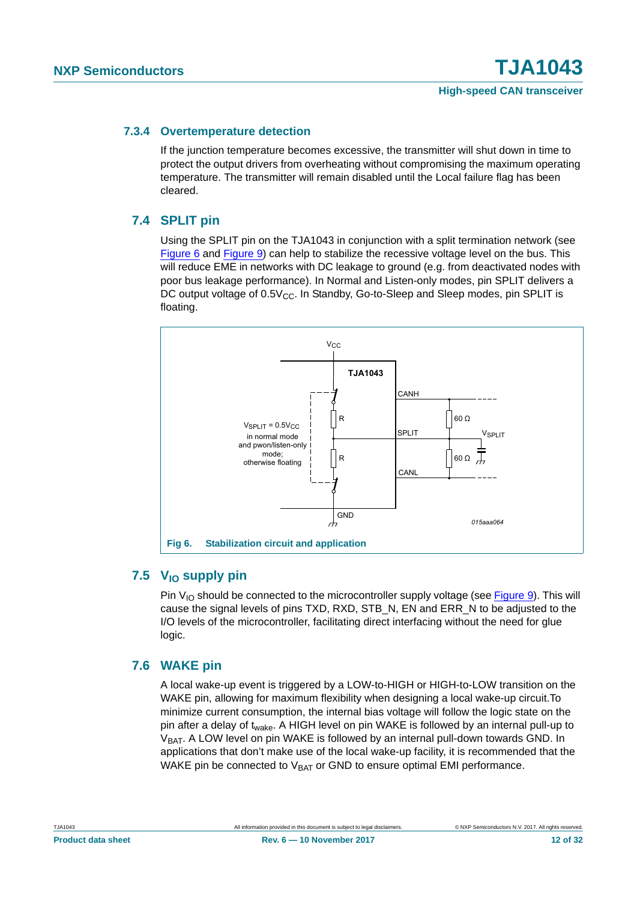### 7.3.4 Overtemperature detection

If the junction temperature becomes excessive, the transmitter will shut down in time to protect the output drivers from overheating without compromising the maximum operating temperature. The transmitter will remain disabled until the Local failure flag has been cleared.

## 7.4 SPLIT pin

Using the SPLIT pin on the TJA1043 in conjunction with a split termination network (see Figure 6 and Figure 9) can help to stabilize the recessive voltage level on the bus. This will reduce EME in networks with DC leakage to ground (e.g. from deactivated nodes with poor bus leakage performance). In Normal and Listen-only modes, pin SPLIT delivers a DC output voltage of $0.5V_{CC}$. In Standby, Go-to-Sleep and Sleep modes, pin SPLIT is floating.

Fig 6. Stabilization circuit and application

## 7.5 $V_{IO}$ supply pin

Pin $V_{IO}$ should be connected to the microcontroller supply voltage (see Figure 9). This will cause the signal levels of pins TXD, RXD, STB_N, EN and ERR_N to be adjusted to the I/O levels of the microcontroller, facilitating direct interfacing without the need for glue logic.

## 7.6 WAKE pin

A local wake-up event is triggered by a LOW-to-HIGH or HIGH-to-LOW transition on the WAKE pin, allowing for maximum flexibility when designing a local wake-up circuit.To minimize current consumption, the internal bias voltage will follow the logic state on the pin after a delay of $t_{wake}$. A HIGH level on pin WAKE is followed by an internal pull-up to $V_{BAT}$. A LOW level on pin WAKE is followed by an internal pull-down towards GND. In applications that don't make use of the local wake-up facility, it is recommended that the WAKE pin be connected to $V_{BAT}$ or GND to ensure optimal EMI performance.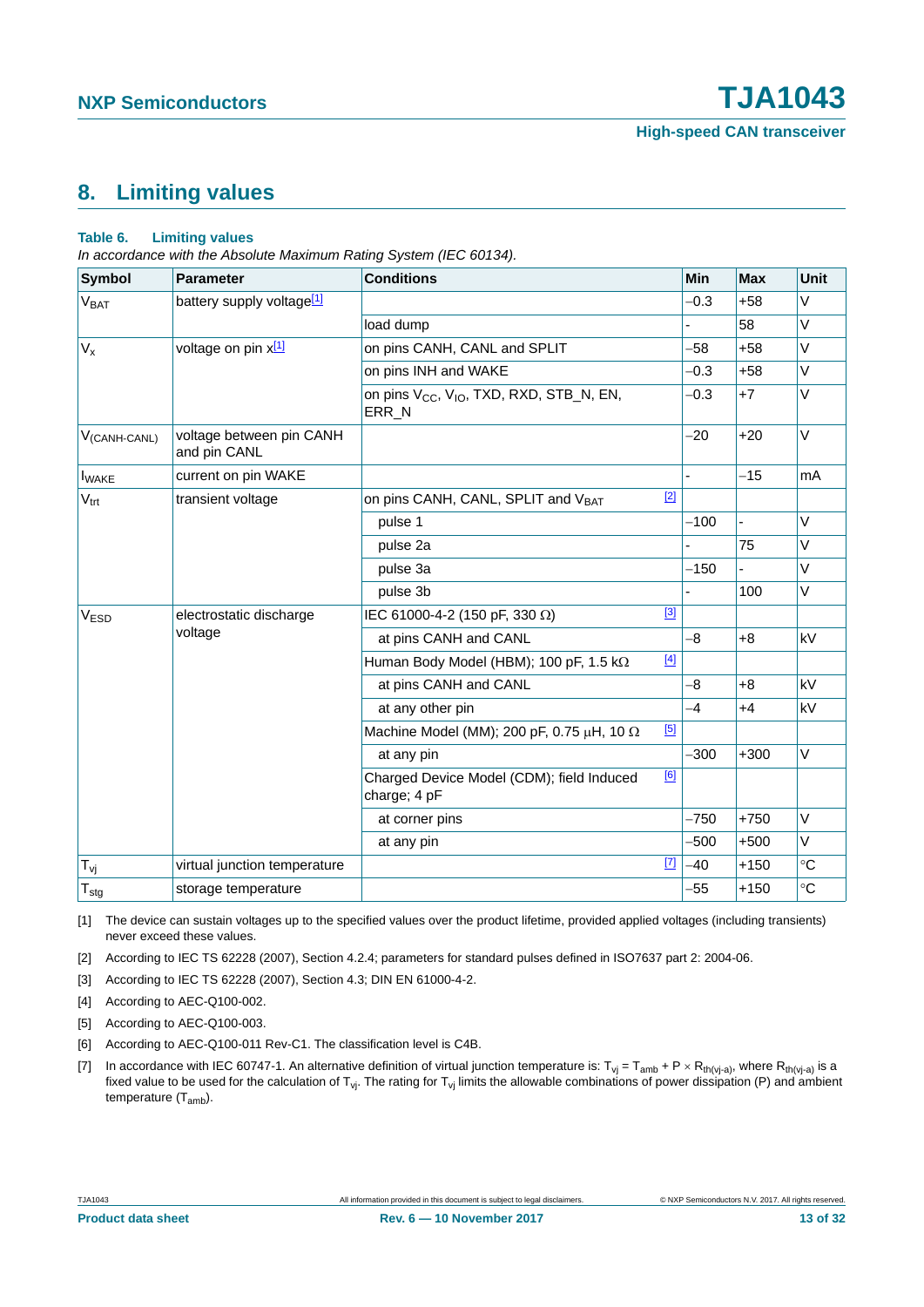# 8. Limiting values

**Table 6. Limiting values**

*In accordance with the Absolute Maximum Rating System (IEC 60134).*

| Symbol | Parameter | Conditions | Min | Max | Unit |
|---|---|---|---|---|---|
| $V_{BAT}$ | battery supply voltage[1] | | −0.3 | +58 | V |
| | | load dump | - | 58 | V |
| $V_x$ | voltage on pin x[1] | on pins CANH, CANL and SPLIT | −58 | +58 | V |
| | | on pins INH and WAKE | −0.3 | +58 | V |
| | | on pins $V_{CC}$, $V_{IO}$, TXD, RXD, STB_N, EN, ERR_N | −0.3 | +7 | V |
| $V_{(CANH-CANL)}$ | voltage between pin CANH and pin CANL | | −20 | +20 | V |
| $I_{WAKE}$ | current on pin WAKE | | - | −15 | mA |
| $V_{trt}$ | transient voltage | on pins CANH, CANL, SPLIT and $V_{BAT}$ [2] | | | |
| | | pulse 1 | −100 | - | V |
| | | pulse 2a | - | 75 | V |
| | | pulse 3a | −150 | - | V |
| | | pulse 3b | - | 100 | V |
| $V_{ESD}$ | electrostatic discharge voltage | IEC 61000-4-2 (150 pF, 330 Ω) [3] | | | |
| | | at pins CANH and CANL | −8 | +8 | kV |
| | | Human Body Model (HBM); 100 pF, 1.5 kΩ [4] | | | |
| | | at pins CANH and CANL | −8 | +8 | kV |
| | | at any other pin | −4 | +4 | kV |
| | | Machine Model (MM); 200 pF, 0.75 μH, 10 Ω [5] | | | |
| | | at any pin | −300 | +300 | V |
| | | Charged Device Model (CDM); field Induced charge; 4 pF [6] | | | |
| | | at corner pins | −750 | +750 | V |
| | | at any pin | −500 | +500 | V |
| $T_{vj}$ | virtual junction temperature | [7] | −40 | +150 | °C |
| $T_{stg}$ | storage temperature | | −55 | +150 | °C |

[1] The device can sustain voltages up to the specified values over the product lifetime, provided applied voltages (including transients) never exceed these values.

[2] According to IEC TS 62228 (2007), Section 4.2.4; parameters for standard pulses defined in ISO7637 part 2: 2004-06.

[3] According to IEC TS 62228 (2007), Section 4.3; DIN EN 61000-4-2.

[4] According to AEC-Q100-002.

[5] According to AEC-Q100-003.

[6] According to AEC-Q100-011 Rev-C1. The classification level is C4B.

[7] In accordance with IEC 60747-1. An alternative definition of virtual junction temperature is: $T_{vj} = T_{amb} + P \times R_{th(vj-a)}$, where $R_{th(vj-a)}$ is a fixed value to be used for the calculation of $T_{vj}$. The rating for $T_{vj}$ limits the allowable combinations of power dissipation (P) and ambient temperature ($T_{amb}$).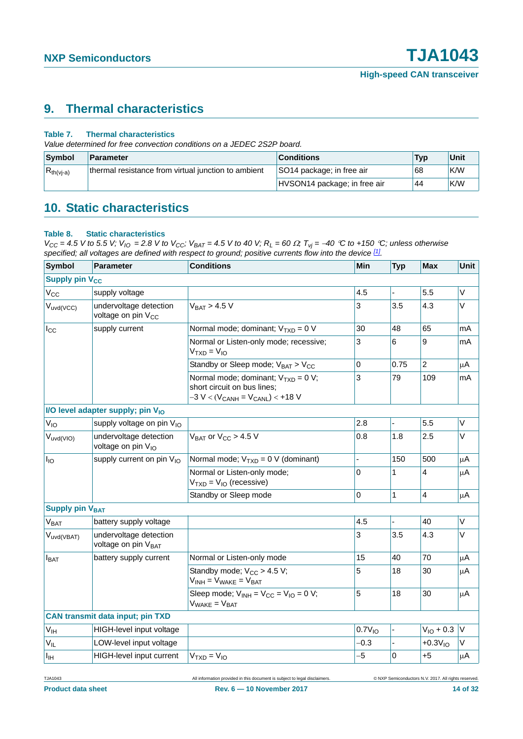## 9. Thermal characteristics

**Table 7. Thermal characteristics**

*Value determined for free convection conditions on a JEDEC 2S2P board.*

| Symbol | Parameter | Conditions | Typ | Unit |
|---|---|---|---|---|
| $R_{th(vj-a)}$ | thermal resistance from virtual junction to ambient | SO14 package; in free air | 68 | K/W |
| | | HVSON14 package; in free air | 44 | K/W |

## 10. Static characteristics

**Table 8. Static characteristics**

*$V_{CC}$ = 4.5 V to 5.5 V; $V_{IO}$ = 2.8 V to $V_{CC}$; $V_{BAT}$ = 4.5 V to 40 V; $R_L$ = 60 Ω; $T_{vj}$ = −40 °C to +150 °C; unless otherwise specified; all voltages are defined with respect to ground; positive currents flow into the device [1].*

| Symbol | Parameter | Conditions | Min | Typ | Max | Unit |
|---|---|---|---|---|---|---|
| **Supply pin $V_{CC}$** | | | | | | |
| $V_{CC}$ | supply voltage | | 4.5 | - | 5.5 | V |
| $V_{uvd(VCC)}$ | undervoltage detection voltage on pin $V_{CC}$ | $V_{BAT}$ > 4.5 V | 3 | 3.5 | 4.3 | V |
| $I_{CC}$ | supply current | Normal mode; dominant; $V_{TXD}$ = 0 V | 30 | 48 | 65 | mA |
| | | Normal or Listen-only mode; recessive; $V_{TXD}$ = $V_{IO}$ | 3 | 6 | 9 | mA |
| | | Standby or Sleep mode; $V_{BAT}$ > $V_{CC}$ | 0 | 0.75 | 2 | μA |
| | | Normal mode; dominant; $V_{TXD}$ = 0 V; short circuit on bus lines; −3 V < ($V_{CANH}$ = $V_{CANL}$) < +18 V | 3 | 79 | 109 | mA |
| **I/O level adapter supply; pin $V_{IO}$** | | | | | | |
| $V_{IO}$ | supply voltage on pin $V_{IO}$ | | 2.8 | - | 5.5 | V |
| $V_{uvd(VIO)}$ | undervoltage detection voltage on pin $V_{IO}$ | $V_{BAT}$ or $V_{CC}$ > 4.5 V | 0.8 | 1.8 | 2.5 | V |
| $I_{IO}$ | supply current on pin $V_{IO}$ | Normal mode; $V_{TXD}$ = 0 V (dominant) | - | 150 | 500 | μA |
| | | Normal or Listen-only mode; $V_{TXD}$ = $V_{IO}$ (recessive) | 0 | 1 | 4 | μA |
| | | Standby or Sleep mode | 0 | 1 | 4 | μA |
| **Supply pin $V_{BAT}$** | | | | | | |
| $V_{BAT}$ | battery supply voltage | | 4.5 | - | 40 | V |
| $V_{uvd(VBAT)}$ | undervoltage detection voltage on pin $V_{BAT}$ | | 3 | 3.5 | 4.3 | V |
| $I_{BAT}$ | battery supply current | Normal or Listen-only mode | 15 | 40 | 70 | μA |
| | | Standby mode; $V_{CC}$ > 4.5 V; $V_{INH}$ = $V_{WAKE}$ = $V_{BAT}$ | 5 | 18 | 30 | μA |
| | | Sleep mode; $V_{INH}$ = $V_{CC}$ = $V_{IO}$ = 0 V; $V_{WAKE}$ = $V_{BAT}$ | 5 | 18 | 30 | μA |
| **CAN transmit data input; pin TXD** | | | | | | |
| $V_{IH}$ | HIGH-level input voltage | | $0.7V_{IO}$ | - | $V_{IO}$ + 0.3 | V |
| $V_{IL}$ | LOW-level input voltage | | −0.3 | - | $+0.3V_{IO}$ | V |
| $I_{IH}$ | HIGH-level input current | $V_{TXD}$ = $V_{IO}$ | −5 | 0 | +5 | μA |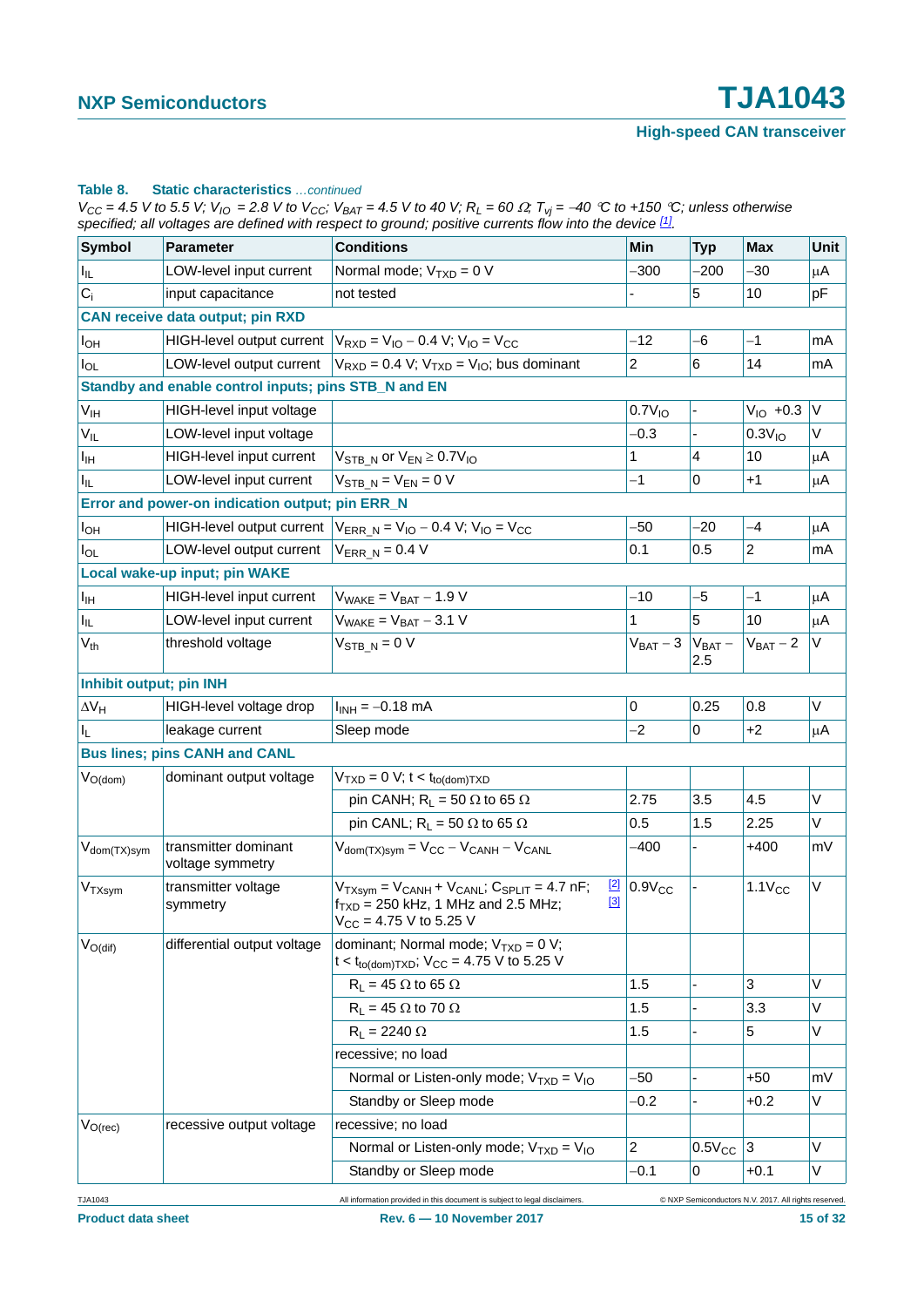**Table 8. Static characteristics** *...continued*

*$V_{CC}$ = 4.5 V to 5.5 V; $V_{IO}$ = 2.8 V to $V_{CC}$; $V_{BAT}$ = 4.5 V to 40 V; $R_L$ = 60 Ω; $T_{vj}$ = −40 °C to +150 °C; unless otherwise specified; all voltages are defined with respect to ground; positive currents flow into the device [1].*

| Symbol | Parameter | Conditions | | Min | Typ | Max | Unit |
|---|---|---|---|---|---|---|---|
| $I_{IL}$ | LOW-level input current | Normal mode; $V_{TXD}$ = 0 V | | −300 | −200 | −30 | μA |
| $C_i$ | input capacitance | not tested | | - | 5 | 10 | pF |
| **CAN receive data output; pin RXD** | | | | | | | |
| $I_{OH}$ | HIGH-level output current | $V_{RXD} = V_{IO} - 0.4$ V; $V_{IO} = V_{CC}$ | | −12 | −6 | −1 | mA |
| $I_{OL}$ | LOW-level output current | $V_{RXD}$ = 0.4 V; $V_{TXD} = V_{IO}$; bus dominant | | 2 | 6 | 14 | mA |
| **Standby and enable control inputs; pins STB_N and EN** | | | | | | | |
| $V_{IH}$ | HIGH-level input voltage | | | $0.7V_{IO}$ | - | $V_{IO}$ +0.3 | V |
| $V_{IL}$ | LOW-level input voltage | | | −0.3 | - | $0.3V_{IO}$ | V |
| $I_{IH}$ | HIGH-level input current | $V_{STB\_N}$ or $V_{EN} \geq 0.7V_{IO}$ | | 1 | 4 | 10 | μA |
| $I_{IL}$ | LOW-level input current | $V_{STB\_N} = V_{EN}$ = 0 V | | −1 | 0 | +1 | μA |
| **Error and power-on indication output; pin ERR_N** | | | | | | | |
| $I_{OH}$ | HIGH-level output current | $V_{ERR\_N} = V_{IO} - 0.4$ V; $V_{IO} = V_{CC}$ | | −50 | −20 | −4 | μA |
| $I_{OL}$ | LOW-level output current | $V_{ERR\_N}$ = 0.4 V | | 0.1 | 0.5 | 2 | mA |
| **Local wake-up input; pin WAKE** | | | | | | | |
| $I_{IH}$ | HIGH-level input current | $V_{WAKE} = V_{BAT} - 1.9$ V | | −10 | −5 | −1 | μA |
| $I_{IL}$ | LOW-level input current | $V_{WAKE} = V_{BAT} - 3.1$ V | | 1 | 5 | 10 | μA |
| $V_{th}$ | threshold voltage | $V_{STB\_N}$ = 0 V | | $V_{BAT} - 3$ | $V_{BAT} - 2.5$ | $V_{BAT} - 2$ | V |
| **Inhibit output; pin INH** | | | | | | | |
| $\Delta V_H$ | HIGH-level voltage drop | $I_{INH}$ = −0.18 mA | | 0 | 0.25 | 0.8 | V |
| $I_L$ | leakage current | Sleep mode | | −2 | 0 | +2 | μA |
| **Bus lines; pins CANH and CANL** | | | | | | | |
| $V_{O(dom)}$ | dominant output voltage | $V_{TXD}$ = 0 V; t < $t_{to(dom)TXD}$ | | | | | |
| | | pin CANH; $R_L$ = 50 Ω to 65 Ω | | 2.75 | 3.5 | 4.5 | V |
| | | pin CANL; $R_L$ = 50 Ω to 65 Ω | | 0.5 | 1.5 | 2.25 | V |
| $V_{dom(TX)sym}$ | transmitter dominant voltage symmetry | $V_{dom(TX)sym} = V_{CC} - V_{CANH} - V_{CANL}$ | | −400 | - | +400 | mV |
| $V_{TXsym}$ | transmitter voltage symmetry | $V_{TXsym} = V_{CANH} + V_{CANL}$; $C_{SPLIT}$ = 4.7 nF; $f_{TXD}$ = 250 kHz, 1 MHz and 2.5 MHz; $V_{CC}$ = 4.75 V to 5.25 V | [2] [3] | $0.9V_{CC}$ | - | $1.1V_{CC}$ | V |
| $V_{O(dif)}$ | differential output voltage | dominant; Normal mode; $V_{TXD}$ = 0 V; t < $t_{to(dom)TXD}$; $V_{CC}$ = 4.75 V to 5.25 V | | | | | |
| | | $R_L$ = 45 Ω to 65 Ω | | 1.5 | - | 3 | V |
| | | $R_L$ = 45 Ω to 70 Ω | | 1.5 | - | 3.3 | V |
| | | $R_L$ = 2240 Ω | | 1.5 | - | 5 | V |
| | | recessive; no load | | | | | |
| | | Normal or Listen-only mode; $V_{TXD} = V_{IO}$ | | −50 | - | +50 | mV |
| | | Standby or Sleep mode | | −0.2 | - | +0.2 | V |
| $V_{O(rec)}$ | recessive output voltage | recessive; no load | | | | | |
| | | Normal or Listen-only mode; $V_{TXD} = V_{IO}$ | | 2 | $0.5V_{CC}$ | 3 | V |
| | | Standby or Sleep mode | | −0.1 | 0 | +0.1 | V |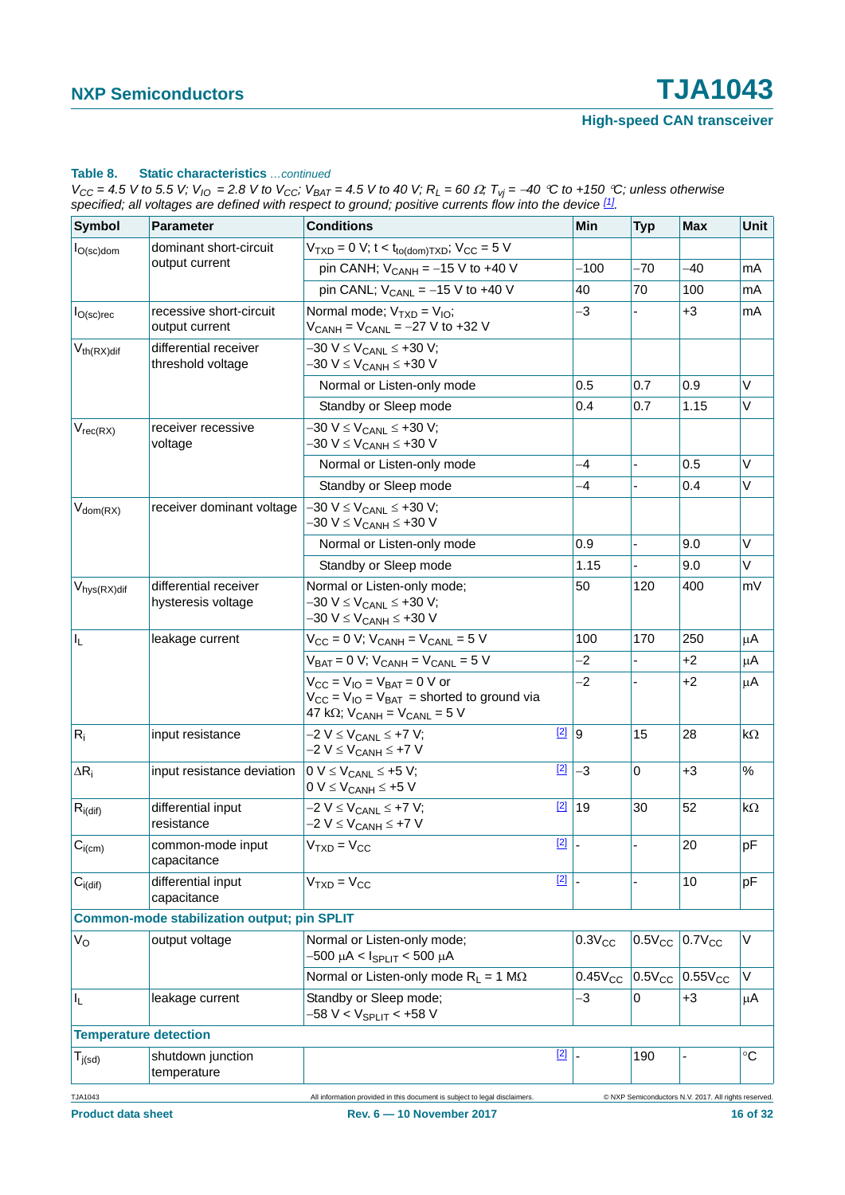**Table 8. Static characteristics** *...continued*

*$V_{CC}$ = 4.5 V to 5.5 V; $V_{IO}$ = 2.8 V to $V_{CC}$; $V_{BAT}$ = 4.5 V to 40 V; $R_L$ = 60 Ω; $T_{vj}$ = −40 °C to +150 °C; unless otherwise specified; all voltages are defined with respect to ground; positive currents flow into the device [1].*

| Symbol | Parameter | Conditions | Min | Typ | Max | Unit |
|---|---|---|---|---|---|---|
| $I_{O(sc)dom}$ | dominant short-circuit output current | $V_{TXD}$ = 0 V; t < $t_{to(dom)TXD}$; $V_{CC}$ = 5 V | | | | |
| | | pin CANH; $V_{CANH}$ = −15 V to +40 V | −100 | −70 | −40 | mA |
| | | pin CANL; $V_{CANL}$ = −15 V to +40 V | 40 | 70 | 100 | mA |
| $I_{O(sc)rec}$ | recessive short-circuit output current | Normal mode; $V_{TXD}$ = $V_{IO}$; $V_{CANH}$ = $V_{CANL}$ = −27 V to +32 V | −3 | - | +3 | mA |
| $V_{th(RX)dif}$ | differential receiver threshold voltage | −30 V ≤ $V_{CANL}$ ≤ +30 V; −30 V ≤ $V_{CANH}$ ≤ +30 V | | | | |
| | | Normal or Listen-only mode | 0.5 | 0.7 | 0.9 | V |
| | | Standby or Sleep mode | 0.4 | 0.7 | 1.15 | V |
| $V_{rec(RX)}$ | receiver recessive voltage | −30 V ≤ $V_{CANL}$ ≤ +30 V; −30 V ≤ $V_{CANH}$ ≤ +30 V | | | | |
| | | Normal or Listen-only mode | −4 | - | 0.5 | V |
| | | Standby or Sleep mode | −4 | - | 0.4 | V |
| $V_{dom(RX)}$ | receiver dominant voltage | −30 V ≤ $V_{CANL}$ ≤ +30 V; −30 V ≤ $V_{CANH}$ ≤ +30 V | | | | |
| | | Normal or Listen-only mode | 0.9 | - | 9.0 | V |
| | | Standby or Sleep mode | 1.15 | - | 9.0 | V |
| $V_{hys(RX)dif}$ | differential receiver hysteresis voltage | Normal or Listen-only mode; −30 V ≤ $V_{CANL}$ ≤ +30 V; −30 V ≤ $V_{CANH}$ ≤ +30 V | 50 | 120 | 400 | mV |
| $I_L$ | leakage current | $V_{CC}$ = 0 V; $V_{CANH}$ = $V_{CANL}$ = 5 V | 100 | 170 | 250 | μA |
| | | $V_{BAT}$ = 0 V; $V_{CANH}$ = $V_{CANL}$ = 5 V | −2 | - | +2 | μA |
| | | $V_{CC}$ = $V_{IO}$ = $V_{BAT}$ = 0 V or $V_{CC}$ = $V_{IO}$ = $V_{BAT}$ = shorted to ground via 47 kΩ; $V_{CANH}$ = $V_{CANL}$ = 5 V | −2 | - | +2 | μA |
| $R_i$ | input resistance | −2 V ≤ $V_{CANL}$ ≤ +7 V; −2 V ≤ $V_{CANH}$ ≤ +7 V [2] | 9 | 15 | 28 | kΩ |
| $\Delta R_i$ | input resistance deviation | 0 V ≤ $V_{CANL}$ ≤ +5 V; 0 V ≤ $V_{CANH}$ ≤ +5 V [2] | −3 | 0 | +3 | % |
| $R_{i(dif)}$ | differential input resistance | −2 V ≤ $V_{CANL}$ ≤ +7 V; −2 V ≤ $V_{CANH}$ ≤ +7 V [2] | 19 | 30 | 52 | kΩ |
| $C_{i(cm)}$ | common-mode input capacitance | $V_{TXD}$ = $V_{CC}$ [2] | - | - | 20 | pF |
| $C_{i(dif)}$ | differential input capacitance | $V_{TXD}$ = $V_{CC}$ [2] | - | - | 10 | pF |
| **Common-mode stabilization output; pin SPLIT** | | | | | | |
| $V_O$ | output voltage | Normal or Listen-only mode; −500 μA < $I_{SPLIT}$ < 500 μA | $0.3V_{CC}$ | $0.5V_{CC}$ | $0.7V_{CC}$ | V |
| | | Normal or Listen-only mode $R_L$ = 1 MΩ | $0.45V_{CC}$ | $0.5V_{CC}$ | $0.55V_{CC}$ | V |
| $I_L$ | leakage current | Standby or Sleep mode; −58 V < $V_{SPLIT}$ < +58 V | −3 | 0 | +3 | μA |
| **Temperature detection** | | | | | | |
| $T_{j(sd)}$ | shutdown junction temperature | [2] | - | 190 | - | °C |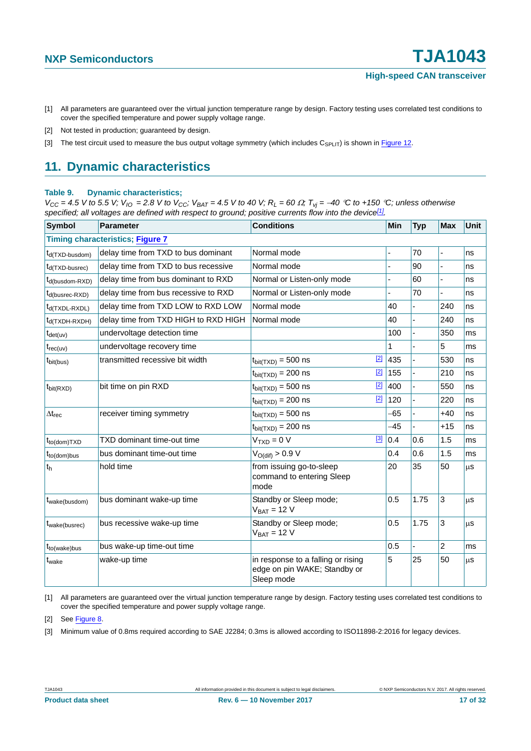[1] All parameters are guaranteed over the virtual junction temperature range by design. Factory testing uses correlated test conditions to cover the specified temperature and power supply voltage range.

[2] Not tested in production; guaranteed by design.

[3] The test circuit used to measure the bus output voltage symmetry (which includes $C_{SPLIT}$) is shown in Figure 12.

## 11. Dynamic characteristics

**Table 9. Dynamic characteristics;**

*$V_{CC}$ = 4.5 V to 5.5 V; $V_{IO}$ = 2.8 V to $V_{CC}$; $V_{BAT}$ = 4.5 V to 40 V; $R_L$ = 60 Ω; $T_{vj}$ = −40 °C to +150 °C; unless otherwise specified; all voltages are defined with respect to ground; positive currents flow into the device[1].*

| Symbol | Parameter | Conditions | | Min | Typ | Max | Unit |
|---|---|---|---|---|---|---|---|
| **Timing characteristics; Figure 7** | | | | | | | |
| $t_{d(TXD-busdom)}$ | delay time from TXD to bus dominant | Normal mode | | - | 70 | - | ns |
| $t_{d(TXD-busrec)}$ | delay time from TXD to bus recessive | Normal mode | | - | 90 | - | ns |
| $t_{d(busdom-RXD)}$ | delay time from bus dominant to RXD | Normal or Listen-only mode | | - | 60 | - | ns |
| $t_{d(busrec-RXD)}$ | delay time from bus recessive to RXD | Normal or Listen-only mode | | - | 70 | - | ns |
| $t_{d(TXDL-RXDL)}$ | delay time from TXD LOW to RXD LOW | Normal mode | | 40 | - | 240 | ns |
| $t_{d(TXDH-RXDH)}$ | delay time from TXD HIGH to RXD HIGH | Normal mode | | 40 | - | 240 | ns |
| $t_{det(uv)}$ | undervoltage detection time | | | 100 | - | 350 | ms |
| $t_{rec(uv)}$ | undervoltage recovery time | | | 1 | - | 5 | ms |
| $t_{bit(bus)}$ | transmitted recessive bit width | $t_{bit(TXD)}$ = 500 ns | [2] | 435 | - | 530 | ns |
| | | $t_{bit(TXD)}$ = 200 ns | [2] | 155 | - | 210 | ns |
| $t_{bit(RXD)}$ | bit time on pin RXD | $t_{bit(TXD)}$ = 500 ns | [2] | 400 | - | 550 | ns |
| | | $t_{bit(TXD)}$ = 200 ns | [2] | 120 | - | 220 | ns |
| $\Delta t_{rec}$ | receiver timing symmetry | $t_{bit(TXD)}$ = 500 ns | | −65 | - | +40 | ns |
| | | $t_{bit(TXD)}$ = 200 ns | | −45 | - | +15 | ns |
| $t_{to(dom)TXD}$ | TXD dominant time-out time | $V_{TXD}$ = 0 V | [3] | 0.4 | 0.6 | 1.5 | ms |
| $t_{to(dom)bus}$ | bus dominant time-out time | $V_{O(dif)}$ > 0.9 V | | 0.4 | 0.6 | 1.5 | ms |
| $t_h$ | hold time | from issuing go-to-sleep command to entering Sleep mode | | 20 | 35 | 50 | μs |
| $t_{wake(busdom)}$ | bus dominant wake-up time | Standby or Sleep mode; $V_{BAT}$ = 12 V | | 0.5 | 1.75 | 3 | μs |
| $t_{wake(busrec)}$ | bus recessive wake-up time | Standby or Sleep mode; $V_{BAT}$ = 12 V | | 0.5 | 1.75 | 3 | μs |
| $t_{to(wake)bus}$ | bus wake-up time-out time | | | 0.5 | - | 2 | ms |
| $t_{wake}$ | wake-up time | in response to a falling or rising edge on pin WAKE; Standby or Sleep mode | | 5 | 25 | 50 | μs |

[1] All parameters are guaranteed over the virtual junction temperature range by design. Factory testing uses correlated test conditions to cover the specified temperature and power supply voltage range.

[2] See Figure 8.

[3] Minimum value of 0.8ms required according to SAE J2284; 0.3ms is allowed according to ISO11898-2:2016 for legacy devices.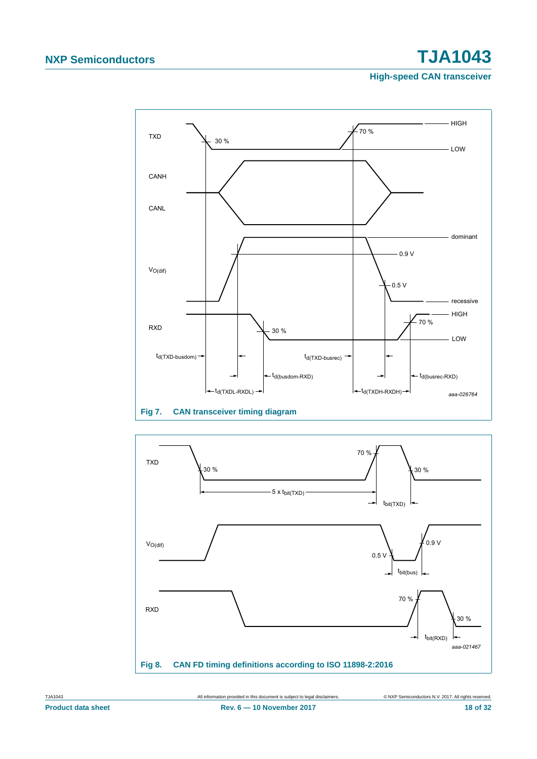Fig 7. CAN transceiver timing diagram

Fig 8. CAN FD timing definitions according to ISO 11898-2:2016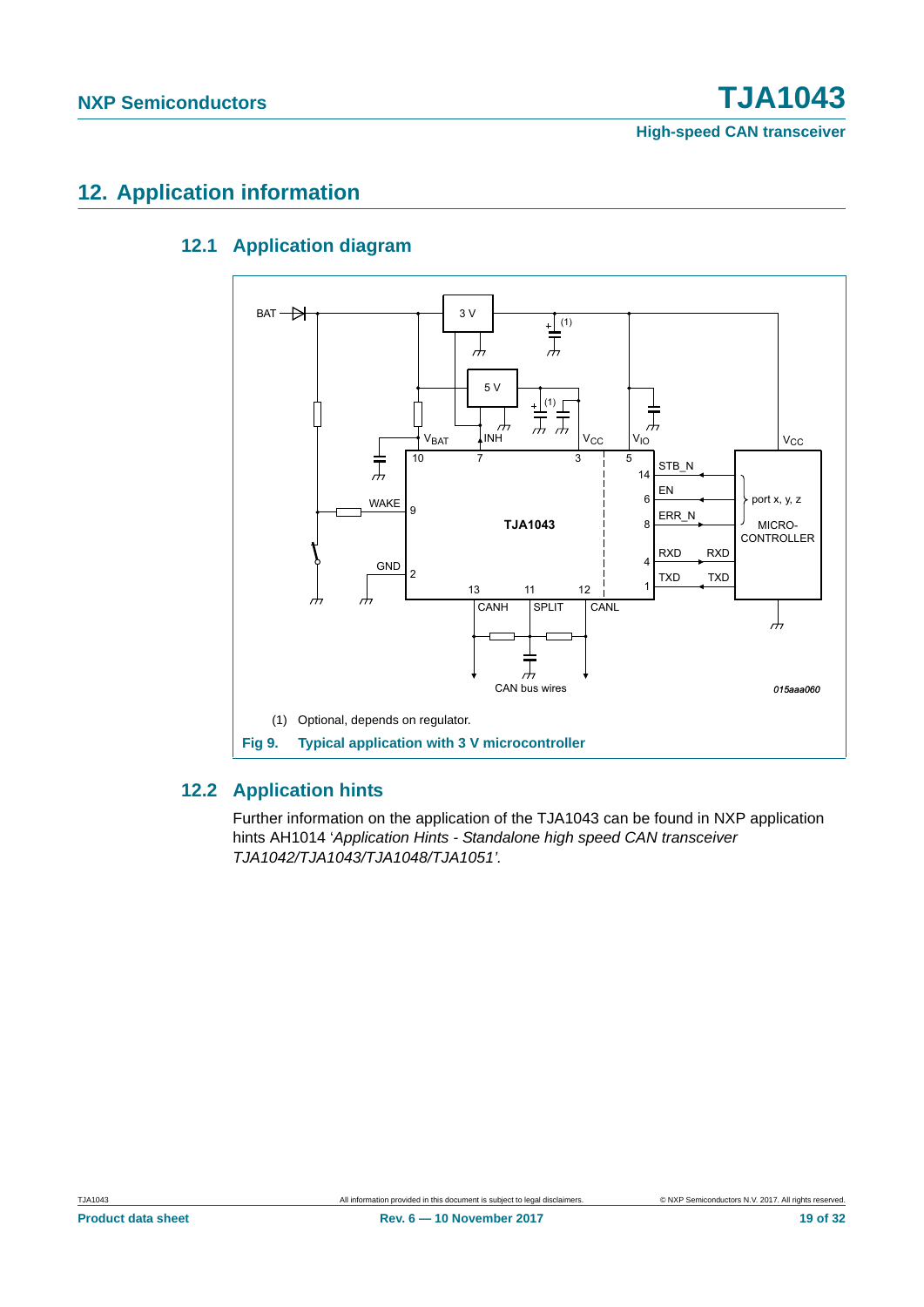## 12. Application information

### 12.1 Application diagram

(1) Optional, depends on regulator.

**Fig 9. Typical application with 3 V microcontroller**

### 12.2 Application hints

Further information on the application of the TJA1043 can be found in NXP application hints AH1014 '*Application Hints - Standalone high speed CAN transceiver TJA1042/TJA1043/TJA1048/TJA1051*'.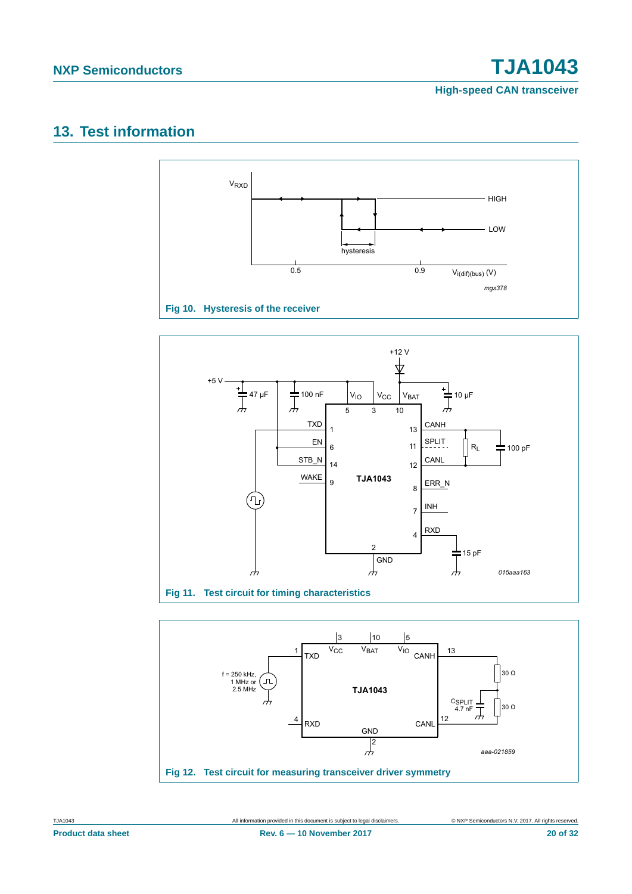## 13. Test information

Fig 10. Hysteresis of the receiver

Fig 11. Test circuit for timing characteristics

Fig 12. Test circuit for measuring transceiver driver symmetry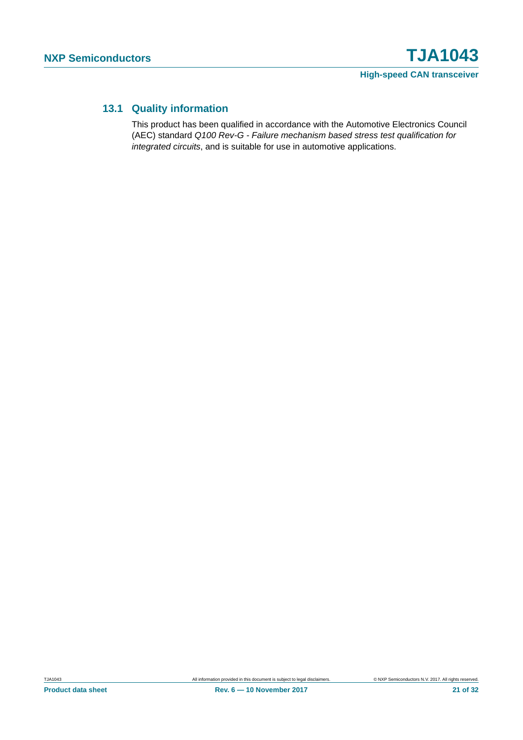### 13.1 Quality information

This product has been qualified in accordance with the Automotive Electronics Council (AEC) standard *Q100 Rev-G - Failure mechanism based stress test qualification for integrated circuits*, and is suitable for use in automotive applications.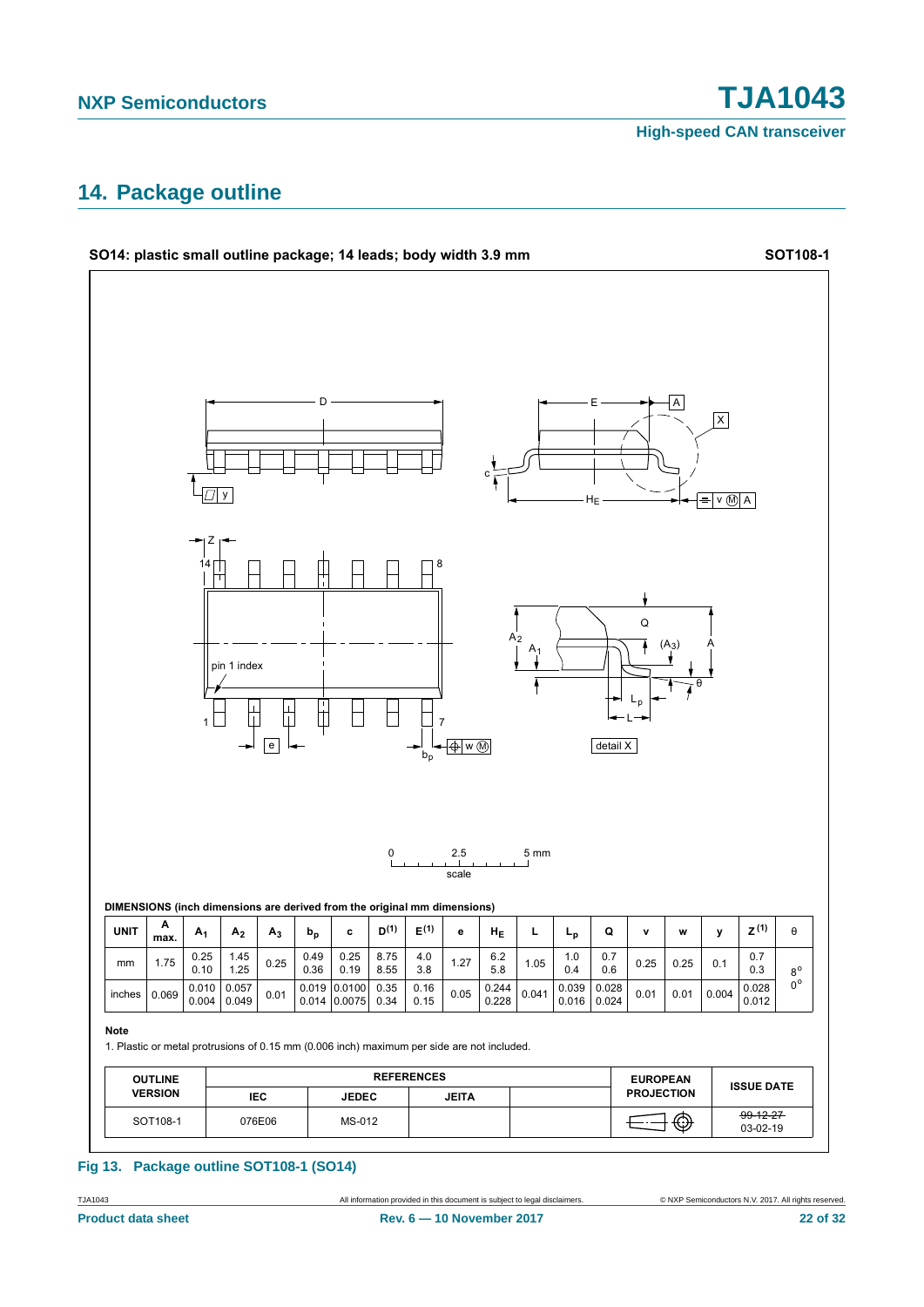## 14. Package outline

**SO14: plastic small outline package; 14 leads; body width 3.9 mm** **SOT108-1**

**DIMENSIONS (inch dimensions are derived from the original mm dimensions)**

| UNIT | A max. | $A_1$ | $A_2$ | $A_3$ | $b_p$ | c | $D^{(1)}$ | $E^{(1)}$ | e | $H_E$ | L | $L_p$ | Q | v | w | y | $Z^{(1)}$ | θ |
|---|---|---|---|---|---|---|---|---|---|---|---|---|---|---|---|---|---|---|
| mm | 1.75 | 0.25<br>0.10 | 1.45<br>1.25 | 0.25 | 0.49<br>0.36 | 0.25<br>0.19 | 8.75<br>8.55 | 4.0<br>3.8 | 1.27 | 6.2<br>5.8 | 1.05 | 1.0<br>0.4 | 0.7<br>0.6 | 0.25 | 0.25 | 0.1 | 0.7<br>0.3 | 8°<br>0° |
| inches | 0.069 | 0.010<br>0.004 | 0.057<br>0.049 | 0.01 | 0.019<br>0.014 | 0.0100<br>0.0075 | 0.35<br>0.34 | 0.16<br>0.15 | 0.05 | 0.244<br>0.228 | 0.041 | 0.039<br>0.016 | 0.028<br>0.024 | 0.01 | 0.01 | 0.004 | 0.028<br>0.012 | |

**Note**

1. Plastic or metal protrusions of 0.15 mm (0.006 inch) maximum per side are not included.

| OUTLINE VERSION | REFERENCES | | | | EUROPEAN PROJECTION | ISSUE DATE |
|---|---|---|---|---|---|---|
| | IEC | JEDEC | JEITA | | | |
| SOT108-1 | 076E06 | MS-012 | | | | ~~99-12-27~~<br>03-02-19 |

**Fig 13. Package outline SOT108-1 (SO14)**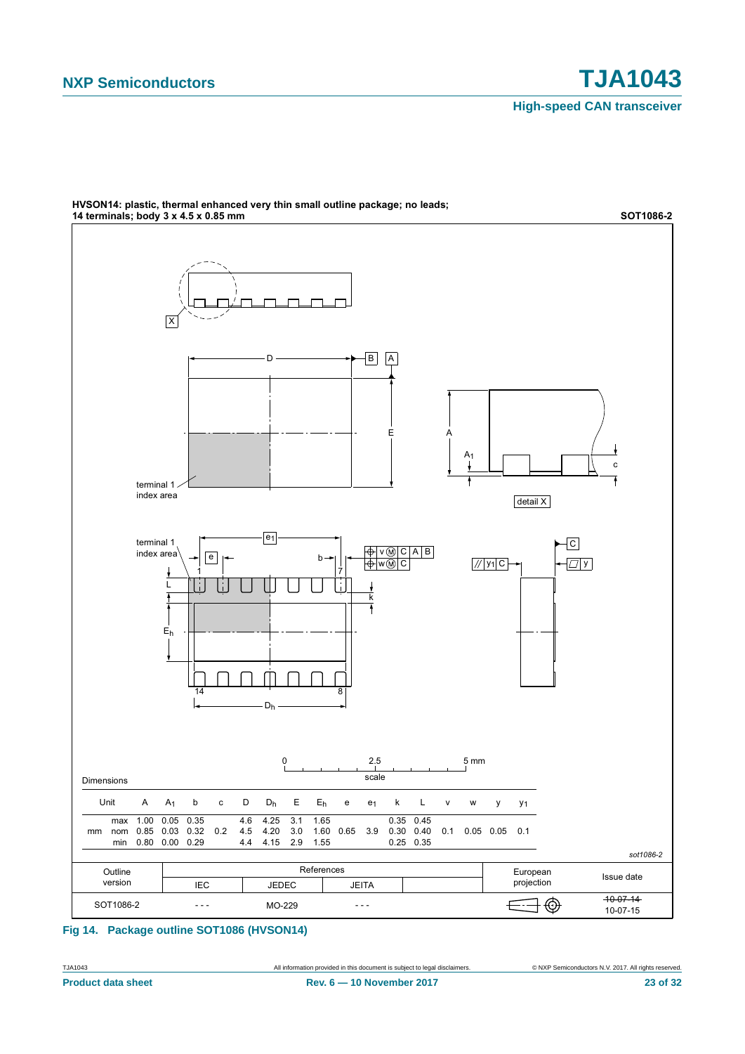HVSON14: plastic, thermal enhanced very thin small outline package; no leads; 14 terminals; body 3 x 4.5 x 0.85 mm

SOT1086-2

Dimensions

| Unit | | A | $A_1$ | b | c | D | $D_h$ | E | $E_h$ | e | $e_1$ | k | L | v | w | y | $y_1$ |
|---|---|---|---|---|---|---|---|---|---|---|---|---|---|---|---|---|---|
| mm | max | 1.00 | 0.05 | 0.35 | | 4.6 | 4.25 | 3.1 | 1.65 | | | 0.35 | 0.45 | | | | |
| | nom | 0.85 | 0.03 | 0.32 | 0.2 | 4.5 | 4.20 | 3.0 | 1.60 | 0.65 | 3.9 | 0.30 | 0.40 | 0.1 | 0.05 | 0.05 | 0.1 |
| | min | 0.80 | 0.00 | 0.29 | | 4.4 | 4.15 | 2.9 | 1.55 | | | 0.25 | 0.35 | | | | |

sot1086-2

| Outline version | References | | | | European projection | Issue date |
|---|---|---|---|---|---|---|
| | IEC | JEDEC | JEITA | | | |
| SOT1086-2 | - - - | MO-229 | - - - | | | ~~10-07-14~~ 10-07-15 |

**Fig 14. Package outline SOT1086 (HVSON14)**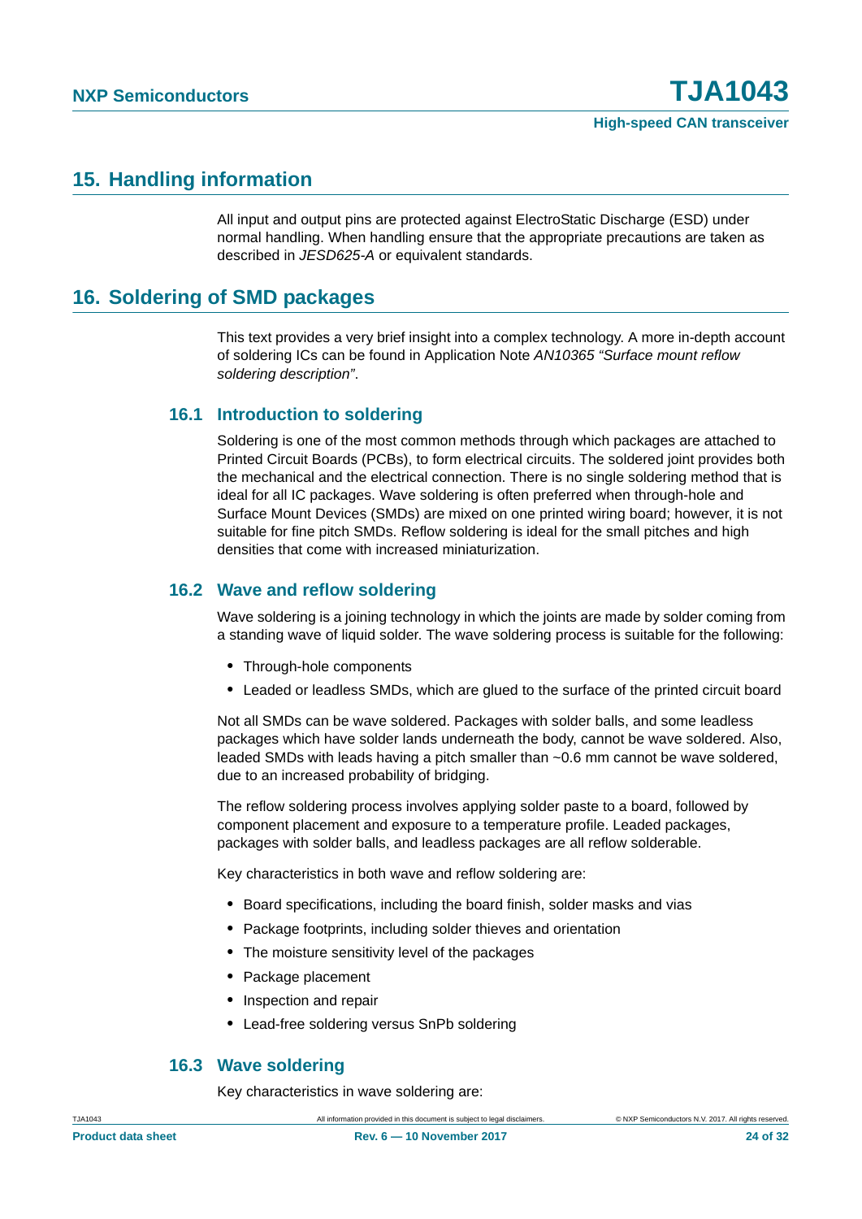## 15. Handling information

All input and output pins are protected against ElectroStatic Discharge (ESD) under normal handling. When handling ensure that the appropriate precautions are taken as described in *JESD625-A* or equivalent standards.

## 16. Soldering of SMD packages

This text provides a very brief insight into a complex technology. A more in-depth account of soldering ICs can be found in Application Note *AN10365 “Surface mount reflow soldering description”*.

### 16.1 Introduction to soldering

Soldering is one of the most common methods through which packages are attached to Printed Circuit Boards (PCBs), to form electrical circuits. The soldered joint provides both the mechanical and the electrical connection. There is no single soldering method that is ideal for all IC packages. Wave soldering is often preferred when through-hole and Surface Mount Devices (SMDs) are mixed on one printed wiring board; however, it is not suitable for fine pitch SMDs. Reflow soldering is ideal for the small pitches and high densities that come with increased miniaturization.

### 16.2 Wave and reflow soldering

Wave soldering is a joining technology in which the joints are made by solder coming from a standing wave of liquid solder. The wave soldering process is suitable for the following:

- Through-hole components
- Leaded or leadless SMDs, which are glued to the surface of the printed circuit board

Not all SMDs can be wave soldered. Packages with solder balls, and some leadless packages which have solder lands underneath the body, cannot be wave soldered. Also, leaded SMDs with leads having a pitch smaller than ~0.6 mm cannot be wave soldered, due to an increased probability of bridging.

The reflow soldering process involves applying solder paste to a board, followed by component placement and exposure to a temperature profile. Leaded packages, packages with solder balls, and leadless packages are all reflow solderable.

Key characteristics in both wave and reflow soldering are:

- Board specifications, including the board finish, solder masks and vias
- Package footprints, including solder thieves and orientation
- The moisture sensitivity level of the packages
- Package placement
- Inspection and repair
- Lead-free soldering versus SnPb soldering

### 16.3 Wave soldering

Key characteristics in wave soldering are: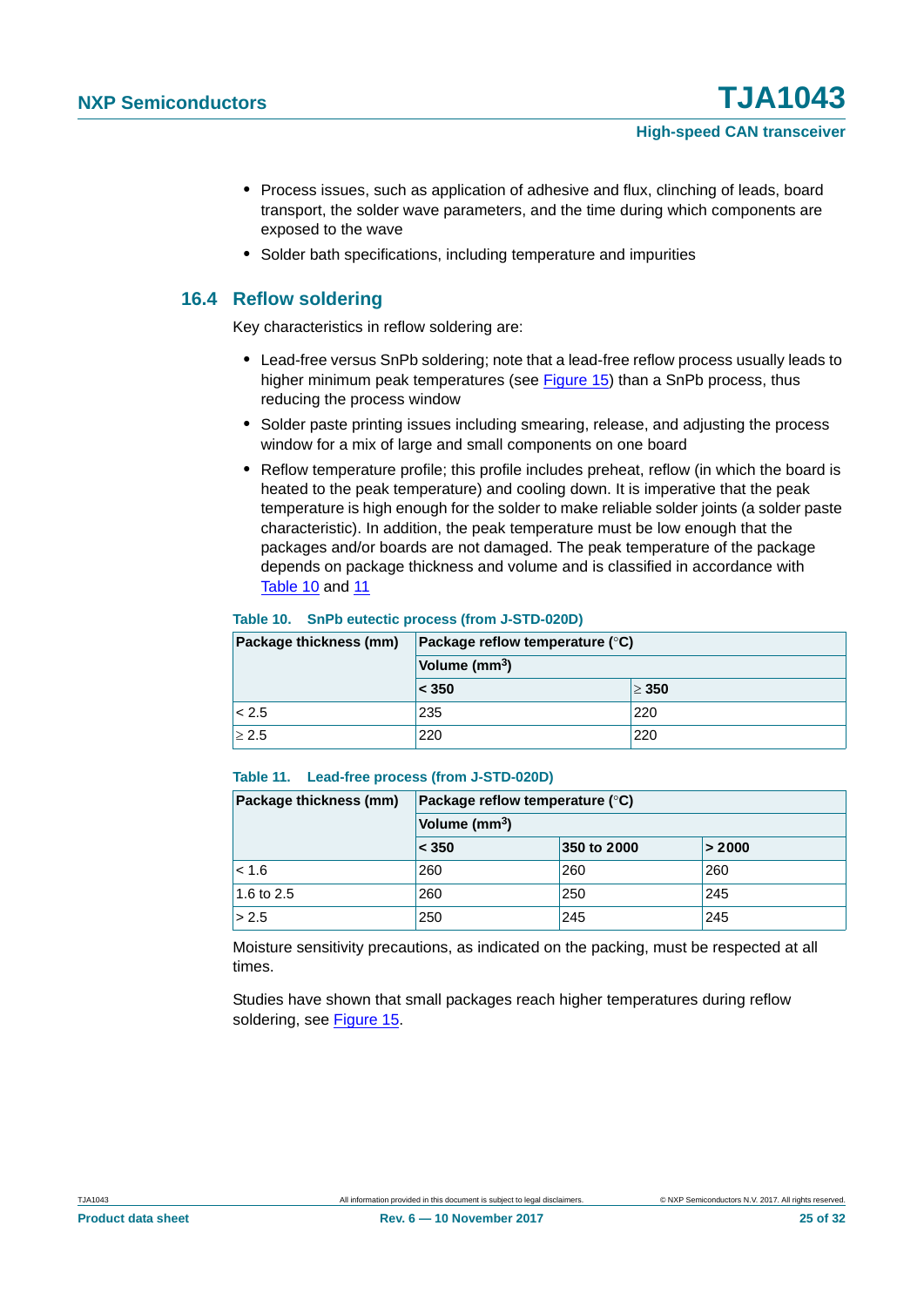- Process issues, such as application of adhesive and flux, clinching of leads, board transport, the solder wave parameters, and the time during which components are exposed to the wave
- Solder bath specifications, including temperature and impurities

### 16.4 Reflow soldering

Key characteristics in reflow soldering are:

- Lead-free versus SnPb soldering; note that a lead-free reflow process usually leads to higher minimum peak temperatures (see Figure 15) than a SnPb process, thus reducing the process window
- Solder paste printing issues including smearing, release, and adjusting the process window for a mix of large and small components on one board
- Reflow temperature profile; this profile includes preheat, reflow (in which the board is heated to the peak temperature) and cooling down. It is imperative that the peak temperature is high enough for the solder to make reliable solder joints (a solder paste characteristic). In addition, the peak temperature must be low enough that the packages and/or boards are not damaged. The peak temperature of the package depends on package thickness and volume and is classified in accordance with Table 10 and 11

**Table 10. SnPb eutectic process (from J-STD-020D)**

| Package thickness (mm) | Package reflow temperature (°C) | |
|---|---|---|
| | Volume ($mm^3$) | |
| | < 350 | ≥ 350 |
| < 2.5 | 235 | 220 |
| ≥ 2.5 | 220 | 220 |

**Table 11. Lead-free process (from J-STD-020D)**

| Package thickness (mm) | Package reflow temperature (°C) | | |
|---|---|---|---|
| | Volume ($mm^3$) | | |
| | < 350 | 350 to 2000 | > 2000 |
| < 1.6 | 260 | 260 | 260 |
| 1.6 to 2.5 | 260 | 250 | 245 |
| > 2.5 | 250 | 245 | 245 |

Moisture sensitivity precautions, as indicated on the packing, must be respected at all times.

Studies have shown that small packages reach higher temperatures during reflow soldering, see Figure 15.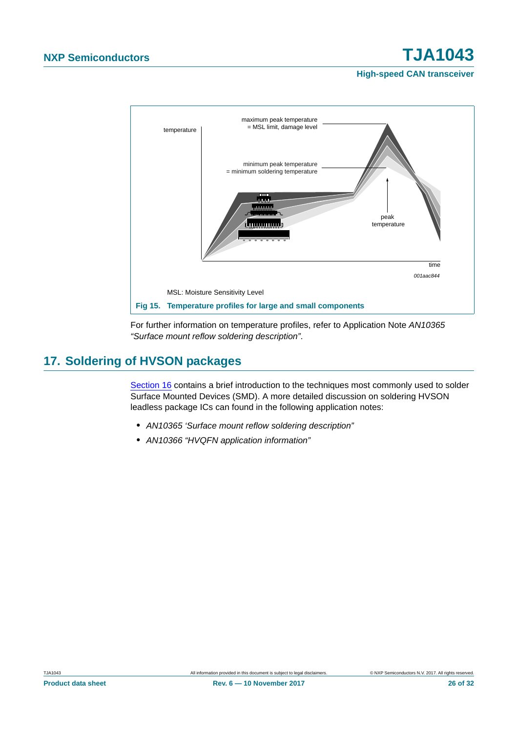maximum peak temperature
= MSL limit, damage level

minimum peak temperature
= minimum soldering temperature

temperature

peak
temperature

time

*001aac844*

MSL: Moisture Sensitivity Level

**Fig 15. Temperature profiles for large and small components**

For further information on temperature profiles, refer to Application Note *AN10365 "Surface mount reflow soldering description"*.

## 17. Soldering of HVSON packages

Section 16 contains a brief introduction to the techniques most commonly used to solder Surface Mounted Devices (SMD). A more detailed discussion on soldering HVSON leadless package ICs can found in the following application notes:

- *AN10365 'Surface mount reflow soldering description"*
- *AN10366 "HVQFN application information"*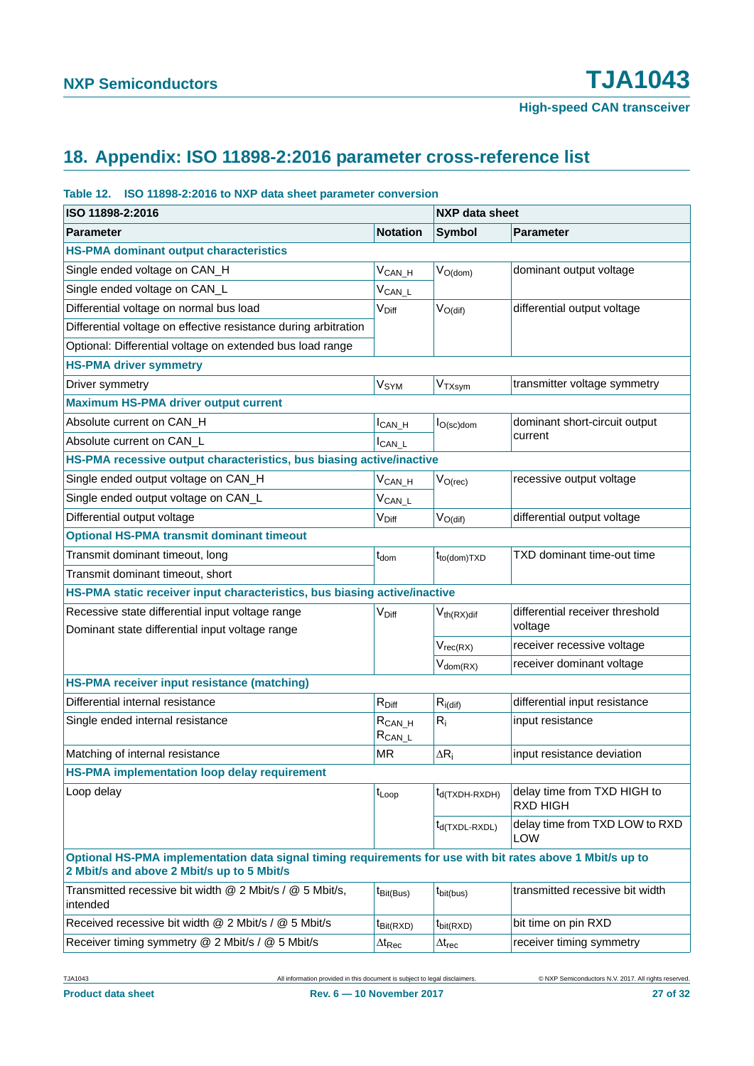## 18. Appendix: ISO 11898-2:2016 parameter cross-reference list

**Table 12. ISO 11898-2:2016 to NXP data sheet parameter conversion**

| ISO 11898-2:2016 | | NXP data sheet | |
|---|---|---|---|
| **Parameter** | **Notation** | **Symbol** | **Parameter** |
| **HS-PMA dominant output characteristics** | | | |
| Single ended voltage on CAN_H | $V_{CAN\_H}$ | $V_{O(dom)}$ | dominant output voltage |
| Single ended voltage on CAN_L | $V_{CAN\_L}$ | | |
| Differential voltage on normal bus load | $V_{Diff}$ | $V_{O(dif)}$ | differential output voltage |
| Differential voltage on effective resistance during arbitration | | | |
| Optional: Differential voltage on extended bus load range | | | |
| **HS-PMA driver symmetry** | | | |
| Driver symmetry | $V_{SYM}$ | $V_{TXsym}$ | transmitter voltage symmetry |
| **Maximum HS-PMA driver output current** | | | |
| Absolute current on CAN_H | $I_{CAN\_H}$ | $I_{O(sc)dom}$ | dominant short-circuit output current |
| Absolute current on CAN_L | $I_{CAN\_L}$ | | |
| **HS-PMA recessive output characteristics, bus biasing active/inactive** | | | |
| Single ended output voltage on CAN_H | $V_{CAN\_H}$ | $V_{O(rec)}$ | recessive output voltage |
| Single ended output voltage on CAN_L | $V_{CAN\_L}$ | | |
| Differential output voltage | $V_{Diff}$ | $V_{O(dif)}$ | differential output voltage |
| **Optional HS-PMA transmit dominant timeout** | | | |
| Transmit dominant timeout, long | $t_{dom}$ | $t_{to(dom)TXD}$ | TXD dominant time-out time |
| Transmit dominant timeout, short | | | |
| **HS-PMA static receiver input characteristics, bus biasing active/inactive** | | | |
| Recessive state differential input voltage range<br>Dominant state differential input voltage range | $V_{Diff}$ | $V_{th(RX)dif}$ | differential receiver threshold voltage |
| | | $V_{rec(RX)}$ | receiver recessive voltage |
| | | $V_{dom(RX)}$ | receiver dominant voltage |
| **HS-PMA receiver input resistance (matching)** | | | |
| Differential internal resistance | $R_{Diff}$ | $R_{i(dif)}$ | differential input resistance |
| Single ended internal resistance | $R_{CAN\_H}$<br>$R_{CAN\_L}$ | $R_i$ | input resistance |
| Matching of internal resistance | MR | $\Delta R_i$ | input resistance deviation |
| **HS-PMA implementation loop delay requirement** | | | |
| Loop delay | $t_{Loop}$ | $t_{d(TXDH-RXDH)}$ | delay time from TXD HIGH to RXD HIGH |
| | | $t_{d(TXDL-RXDL)}$ | delay time from TXD LOW to RXD LOW |
| **Optional HS-PMA implementation data signal timing requirements for use with bit rates above 1 Mbit/s up to 2 Mbit/s and above 2 Mbit/s up to 5 Mbit/s** | | | |
| Transmitted recessive bit width @ 2 Mbit/s / @ 5 Mbit/s, intended | $t_{Bit(Bus)}$ | $t_{bit(bus)}$ | transmitted recessive bit width |
| Received recessive bit width @ 2 Mbit/s / @ 5 Mbit/s | $t_{Bit(RXD)}$ | $t_{bit(RXD)}$ | bit time on pin RXD |
| Receiver timing symmetry @ 2 Mbit/s / @ 5 Mbit/s | $\Delta t_{Rec}$ | $\Delta t_{rec}$ | receiver timing symmetry |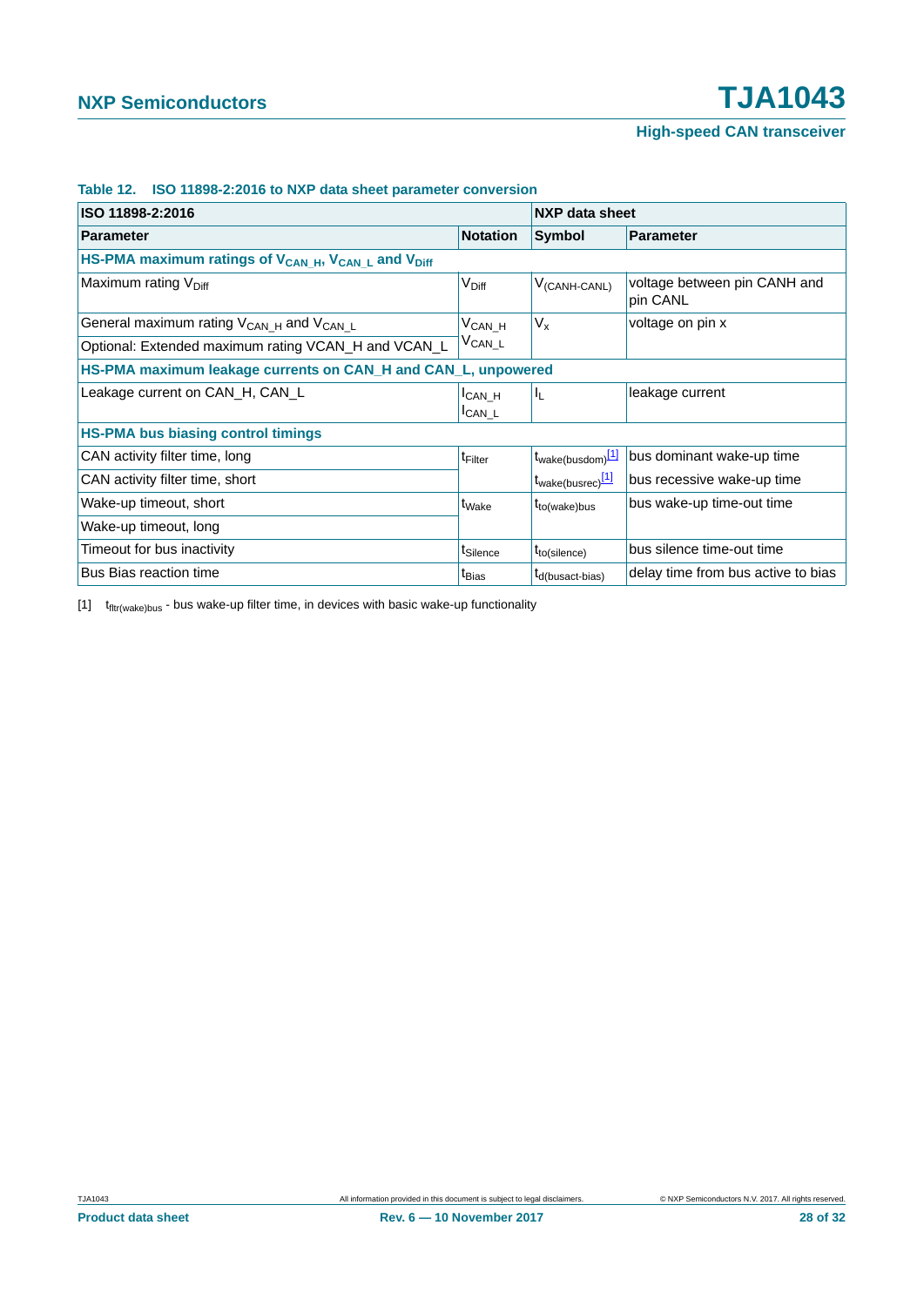**Table 12. ISO 11898-2:2016 to NXP data sheet parameter conversion**

| ISO 11898-2:2016 | | NXP data sheet | |
|---|---|---|---|
| **Parameter** | **Notation** | **Symbol** | **Parameter** |
| **HS-PMA maximum ratings of $V_{CAN\_H}$, $V_{CAN\_L}$ and $V_{Diff}$** | | | |
| Maximum rating $V_{Diff}$ | $V_{Diff}$ | $V_{(CANH-CANL)}$ | voltage between pin CANH and pin CANL |
| General maximum rating $V_{CAN\_H}$ and $V_{CAN\_L}$ | $V_{CAN\_H}$ $V_{CAN\_L}$ | $V_x$ | voltage on pin x |
| Optional: Extended maximum rating VCAN_H and VCAN_L | | | |
| **HS-PMA maximum leakage currents on CAN_H and CAN_L, unpowered** | | | |
| Leakage current on CAN_H, CAN_L | $I_{CAN\_H}$ $I_{CAN\_L}$ | $I_L$ | leakage current |
| **HS-PMA bus biasing control timings** | | | |
| CAN activity filter time, long | $t_{Filter}$ | $t_{wake(busdom)}$[1] | bus dominant wake-up time |
| CAN activity filter time, short | | $t_{wake(busrec)}$[1] | bus recessive wake-up time |
| Wake-up timeout, short | $t_{Wake}$ | $t_{to(wake)bus}$ | bus wake-up time-out time |
| Wake-up timeout, long | | | |
| Timeout for bus inactivity | $t_{Silence}$ | $t_{to(silence)}$ | bus silence time-out time |
| Bus Bias reaction time | $t_{Bias}$ | $t_{d(busact-bias)}$ | delay time from bus active to bias |

[1] $t_{fltr(wake)bus}$ - bus wake-up filter time, in devices with basic wake-up functionality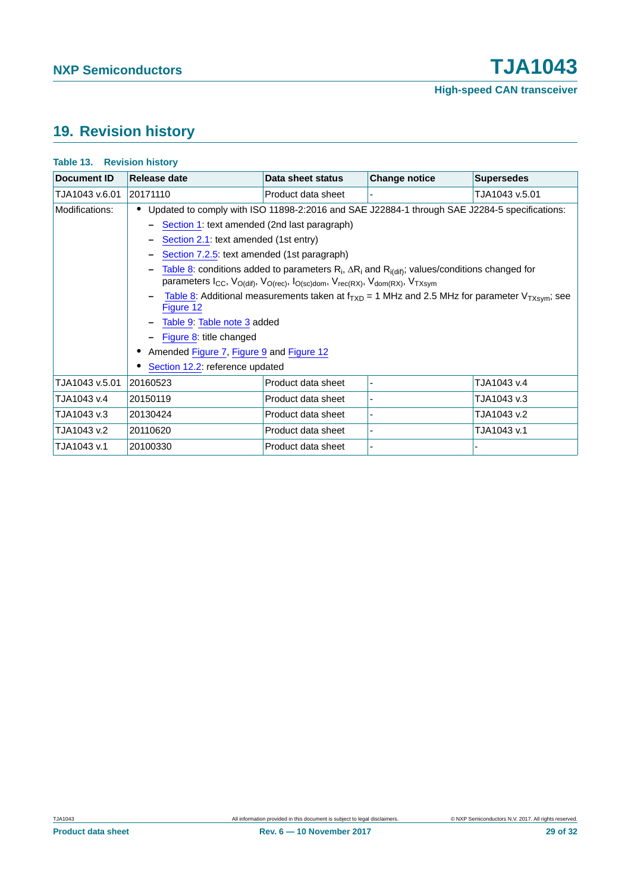## 19. Revision history

**Table 13. Revision history**

| Document ID | Release date | Data sheet status | Change notice | Supersedes |
|---|---|---|---|---|
| TJA1043 v.6.01 | 20171110 | Product data sheet | - | TJA1043 v.5.01 |
| Modifications: | • Updated to comply with ISO 11898-2:2016 and SAE J22884-1 through SAE J2284-5 specifications:<br>– Section 1: text amended (2nd last paragraph)<br>– Section 2.1: text amended (1st entry)<br>– Section 7.2.5: text amended (1st paragraph)<br>– Table 8: conditions added to parameters $R_i$, $\Delta R_i$ and $R_{i(dif)}$; values/conditions changed for parameters $I_{CC}$, $V_{O(dif)}$, $V_{O(rec)}$, $I_{O(sc)dom}$, $V_{rec(RX)}$, $V_{dom(RX)}$, $V_{TXsym}$<br>– Table 8: Additional measurements taken at $f_{TXD}$ = 1 MHz and 2.5 MHz for parameter $V_{TXsym}$; see Figure 12<br>– Table 9: Table note 3 added<br>– Figure 8: title changed<br>• Amended Figure 7, Figure 9 and Figure 12<br>• Section 12.2: reference updated | | | |
| TJA1043 v.5.01 | 20160523 | Product data sheet | - | TJA1043 v.4 |
| TJA1043 v.4 | 20150119 | Product data sheet | - | TJA1043 v.3 |
| TJA1043 v.3 | 20130424 | Product data sheet | - | TJA1043 v.2 |
| TJA1043 v.2 | 20110620 | Product data sheet | - | TJA1043 v.1 |
| TJA1043 v.1 | 20100330 | Product data sheet | - | - |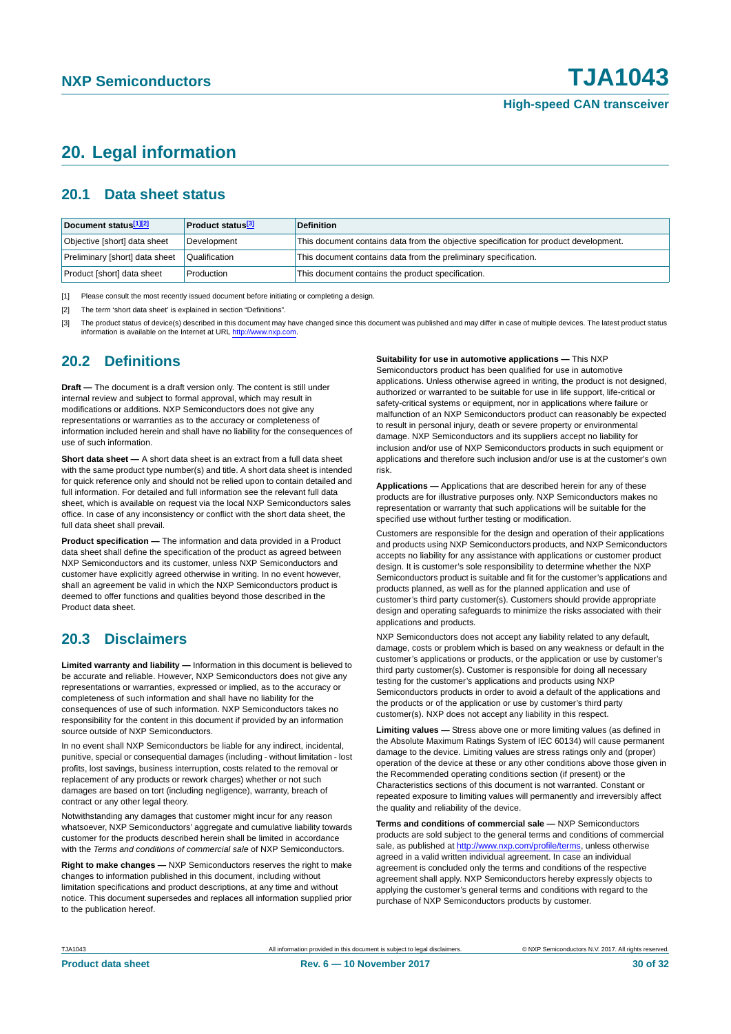# 20. Legal information

## 20.1 Data sheet status

| Document status[1][2] | Product status[3] | Definition |
|---|---|---|
| Objective [short] data sheet | Development | This document contains data from the objective specification for product development. |
| Preliminary [short] data sheet | Qualification | This document contains data from the preliminary specification. |
| Product [short] data sheet | Production | This document contains the product specification. |

[1] Please consult the most recently issued document before initiating or completing a design.

[2] The term 'short data sheet' is explained in section "Definitions".

[3] The product status of device(s) described in this document may have changed since this document was published and may differ in case of multiple devices. The latest product status information is available on the Internet at URL http://www.nxp.com.

## 20.2 Definitions

**Draft —** The document is a draft version only. The content is still under internal review and subject to formal approval, which may result in modifications or additions. NXP Semiconductors does not give any representations or warranties as to the accuracy or completeness of information included herein and shall have no liability for the consequences of use of such information.

**Short data sheet —** A short data sheet is an extract from a full data sheet with the same product type number(s) and title. A short data sheet is intended for quick reference only and should not be relied upon to contain detailed and full information. For detailed and full information see the relevant full data sheet, which is available on request via the local NXP Semiconductors sales office. In case of any inconsistency or conflict with the short data sheet, the full data sheet shall prevail.

**Product specification —** The information and data provided in a Product data sheet shall define the specification of the product as agreed between NXP Semiconductors and its customer, unless NXP Semiconductors and customer have explicitly agreed otherwise in writing. In no event however, shall an agreement be valid in which the NXP Semiconductors product is deemed to offer functions and qualities beyond those described in the Product data sheet.

## 20.3 Disclaimers

**Limited warranty and liability —** Information in this document is believed to be accurate and reliable. However, NXP Semiconductors does not give any representations or warranties, expressed or implied, as to the accuracy or completeness of such information and shall have no liability for the consequences of use of such information. NXP Semiconductors takes no responsibility for the content in this document if provided by an information source outside of NXP Semiconductors.

In no event shall NXP Semiconductors be liable for any indirect, incidental, punitive, special or consequential damages (including - without limitation - lost profits, lost savings, business interruption, costs related to the removal or replacement of any products or rework charges) whether or not such damages are based on tort (including negligence), warranty, breach of contract or any other legal theory.

Notwithstanding any damages that customer might incur for any reason whatsoever, NXP Semiconductors' aggregate and cumulative liability towards customer for the products described herein shall be limited in accordance with the *Terms and conditions of commercial sale* of NXP Semiconductors.

**Right to make changes —** NXP Semiconductors reserves the right to make changes to information published in this document, including without limitation specifications and product descriptions, at any time and without notice. This document supersedes and replaces all information supplied prior to the publication hereof.

**Suitability for use in automotive applications —** This NXP Semiconductors product has been qualified for use in automotive applications. Unless otherwise agreed in writing, the product is not designed, authorized or warranted to be suitable for use in life support, life-critical or safety-critical systems or equipment, nor in applications where failure or malfunction of an NXP Semiconductors product can reasonably be expected to result in personal injury, death or severe property or environmental damage. NXP Semiconductors and its suppliers accept no liability for inclusion and/or use of NXP Semiconductors products in such equipment or applications and therefore such inclusion and/or use is at the customer's own risk.

**Applications —** Applications that are described herein for any of these products are for illustrative purposes only. NXP Semiconductors makes no representation or warranty that such applications will be suitable for the specified use without further testing or modification.

Customers are responsible for the design and operation of their applications and products using NXP Semiconductors products, and NXP Semiconductors accepts no liability for any assistance with applications or customer product design. It is customer's sole responsibility to determine whether the NXP Semiconductors product is suitable and fit for the customer's applications and products planned, as well as for the planned application and use of customer's third party customer(s). Customers should provide appropriate design and operating safeguards to minimize the risks associated with their applications and products.

NXP Semiconductors does not accept any liability related to any default, damage, costs or problem which is based on any weakness or default in the customer's applications or products, or the application or use by customer's third party customer(s). Customer is responsible for doing all necessary testing for the customer's applications and products using NXP Semiconductors products in order to avoid a default of the applications and the products or of the application or use by customer's third party customer(s). NXP does not accept any liability in this respect.

**Limiting values —** Stress above one or more limiting values (as defined in the Absolute Maximum Ratings System of IEC 60134) will cause permanent damage to the device. Limiting values are stress ratings only and (proper) operation of the device at these or any other conditions above those given in the Recommended operating conditions section (if present) or the Characteristics sections of this document is not warranted. Constant or repeated exposure to limiting values will permanently and irreversibly affect the quality and reliability of the device.

**Terms and conditions of commercial sale —** NXP Semiconductors products are sold subject to the general terms and conditions of commercial sale, as published at http://www.nxp.com/profile/terms, unless otherwise agreed in a valid written individual agreement. In case an individual agreement is concluded only the terms and conditions of the respective agreement shall apply. NXP Semiconductors hereby expressly objects to applying the customer's general terms and conditions with regard to the purchase of NXP Semiconductors products by customer.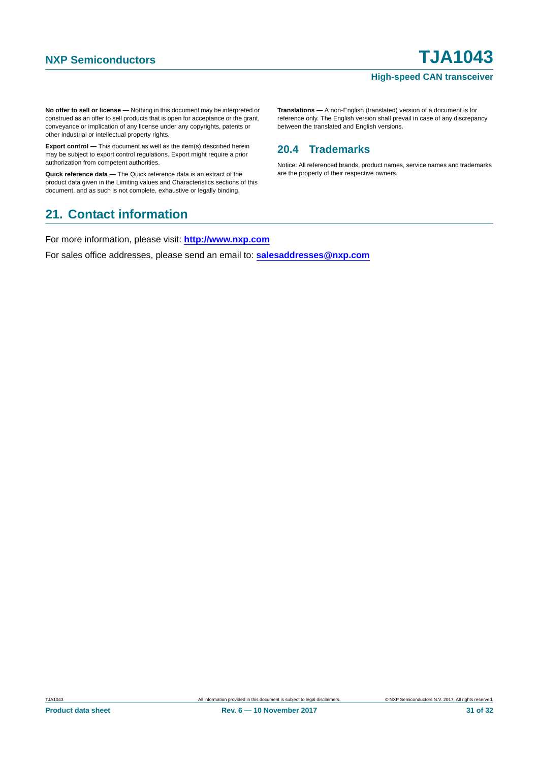**No offer to sell or license —** Nothing in this document may be interpreted or construed as an offer to sell products that is open for acceptance or the grant, conveyance or implication of any license under any copyrights, patents or other industrial or intellectual property rights.

**Export control —** This document as well as the item(s) described herein may be subject to export control regulations. Export might require a prior authorization from competent authorities.

**Quick reference data —** The Quick reference data is an extract of the product data given in the Limiting values and Characteristics sections of this document, and as such is not complete, exhaustive or legally binding.

**Translations —** A non-English (translated) version of a document is for reference only. The English version shall prevail in case of any discrepancy between the translated and English versions.

### 20.4 Trademarks

Notice: All referenced brands, product names, service names and trademarks are the property of their respective owners.

## 21. Contact information

For more information, please visit: **http://www.nxp.com**

For sales office addresses, please send an email to: **salesaddresses@nxp.com**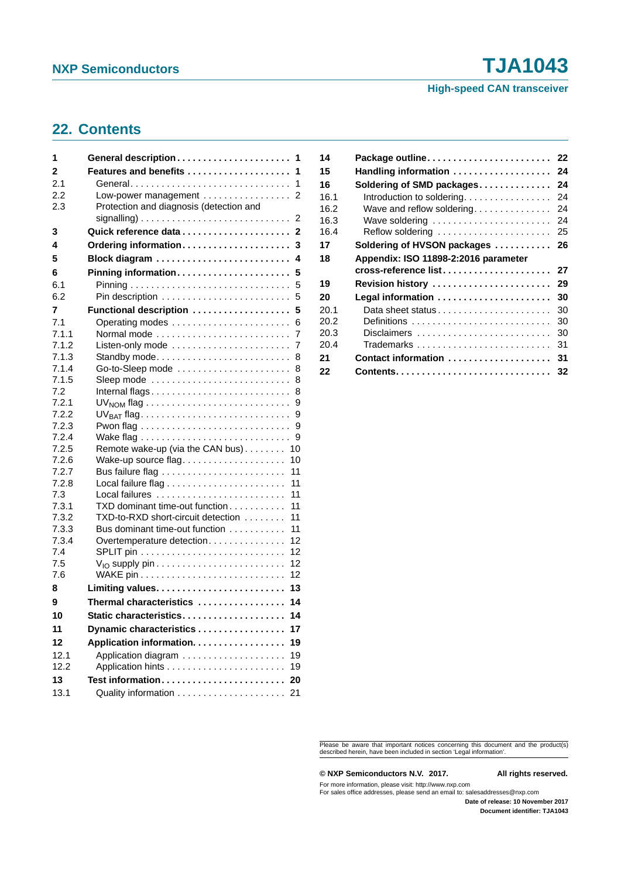## 22. Contents

| | | |
|---|---|---|
| **1** | **General description** | **1** |
| **2** | **Features and benefits** | **1** |
| 2.1 | General | 1 |
| 2.2 | Low-power management | 2 |
| 2.3 | Protection and diagnosis (detection and signalling) | 2 |
| **3** | **Quick reference data** | **2** |
| **4** | **Ordering information** | **3** |
| **5** | **Block diagram** | **4** |
| **6** | **Pinning information** | **5** |
| 6.1 | Pinning | 5 |
| 6.2 | Pin description | 5 |
| **7** | **Functional description** | **5** |
| 7.1 | Operating modes | 6 |
| 7.1.1 | Normal mode | 7 |
| 7.1.2 | Listen-only mode | 7 |
| 7.1.3 | Standby mode | 8 |
| 7.1.4 | Go-to-Sleep mode | 8 |
| 7.1.5 | Sleep mode | 8 |
| 7.2 | Internal flags | 8 |
| 7.2.1 | $UV_{NOM}$ flag | 9 |
| 7.2.2 | $UV_{BAT}$ flag | 9 |
| 7.2.3 | Pwon flag | 9 |
| 7.2.4 | Wake flag | 9 |
| 7.2.5 | Remote wake-up (via the CAN bus) | 10 |
| 7.2.6 | Wake-up source flag | 10 |
| 7.2.7 | Bus failure flag | 11 |
| 7.2.8 | Local failure flag | 11 |
| 7.3 | Local failures | 11 |
| 7.3.1 | TXD dominant time-out function | 11 |
| 7.3.2 | TXD-to-RXD short-circuit detection | 11 |
| 7.3.3 | Bus dominant time-out function | 11 |
| 7.3.4 | Overtemperature detection | 12 |
| 7.4 | SPLIT pin | 12 |
| 7.5 | $V_{IO}$ supply pin | 12 |
| 7.6 | WAKE pin | 12 |
| **8** | **Limiting values** | **13** |
| **9** | **Thermal characteristics** | **14** |
| **10** | **Static characteristics** | **14** |
| **11** | **Dynamic characteristics** | **17** |
| **12** | **Application information** | **19** |
| 12.1 | Application diagram | 19 |
| 12.2 | Application hints | 19 |
| **13** | **Test information** | **20** |
| 13.1 | Quality information | 21 |
| **14** | **Package outline** | **22** |
| **15** | **Handling information** | **24** |
| **16** | **Soldering of SMD packages** | **24** |
| 16.1 | Introduction to soldering | 24 |
| 16.2 | Wave and reflow soldering | 24 |
| 16.3 | Wave soldering | 24 |
| 16.4 | Reflow soldering | 25 |
| **17** | **Soldering of HVSON packages** | **26** |
| **18** | **Appendix: ISO 11898-2:2016 parameter cross-reference list** | **27** |
| **19** | **Revision history** | **29** |
| **20** | **Legal information** | **30** |
| 20.1 | Data sheet status | 30 |
| 20.2 | Definitions | 30 |
| 20.3 | Disclaimers | 30 |
| 20.4 | Trademarks | 31 |
| **21** | **Contact information** | **31** |
| **22** | **Contents** | **32** |

Please be aware that important notices concerning this document and the product(s) described herein, have been included in section 'Legal information'.

**© NXP Semiconductors N.V. 2017. All rights reserved.**

For more information, please visit: http://www.nxp.com
For sales office addresses, please send an email to: salesaddresses@nxp.com

**Date of release: 10 November 2017**
**Document identifier: TJA1043**